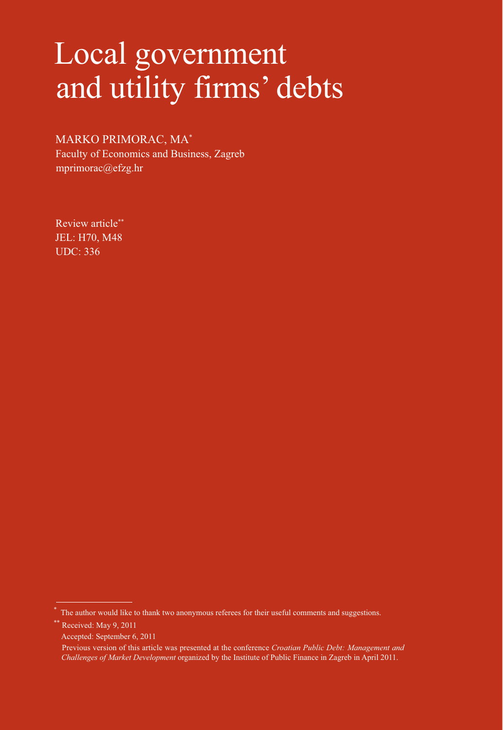# Local government and utility firms' debts

MARKO PRIMORAC, MA[*]
Faculty of Economics and Business, Zagreb
mprimorac@efzg.hr

Review article[**]
JEL: H70, M48
UDC: 336

---

[*] The author would like to thank two anonymous referees for their useful comments and suggestions.

[**] Received: May 9, 2011
Accepted: September 6, 2011
Previous version of this article was presented at the conference *Croatian Public Debt: Management and Challenges of Market Development* organized by the Institute of Public Finance in Zagreb in April 2011.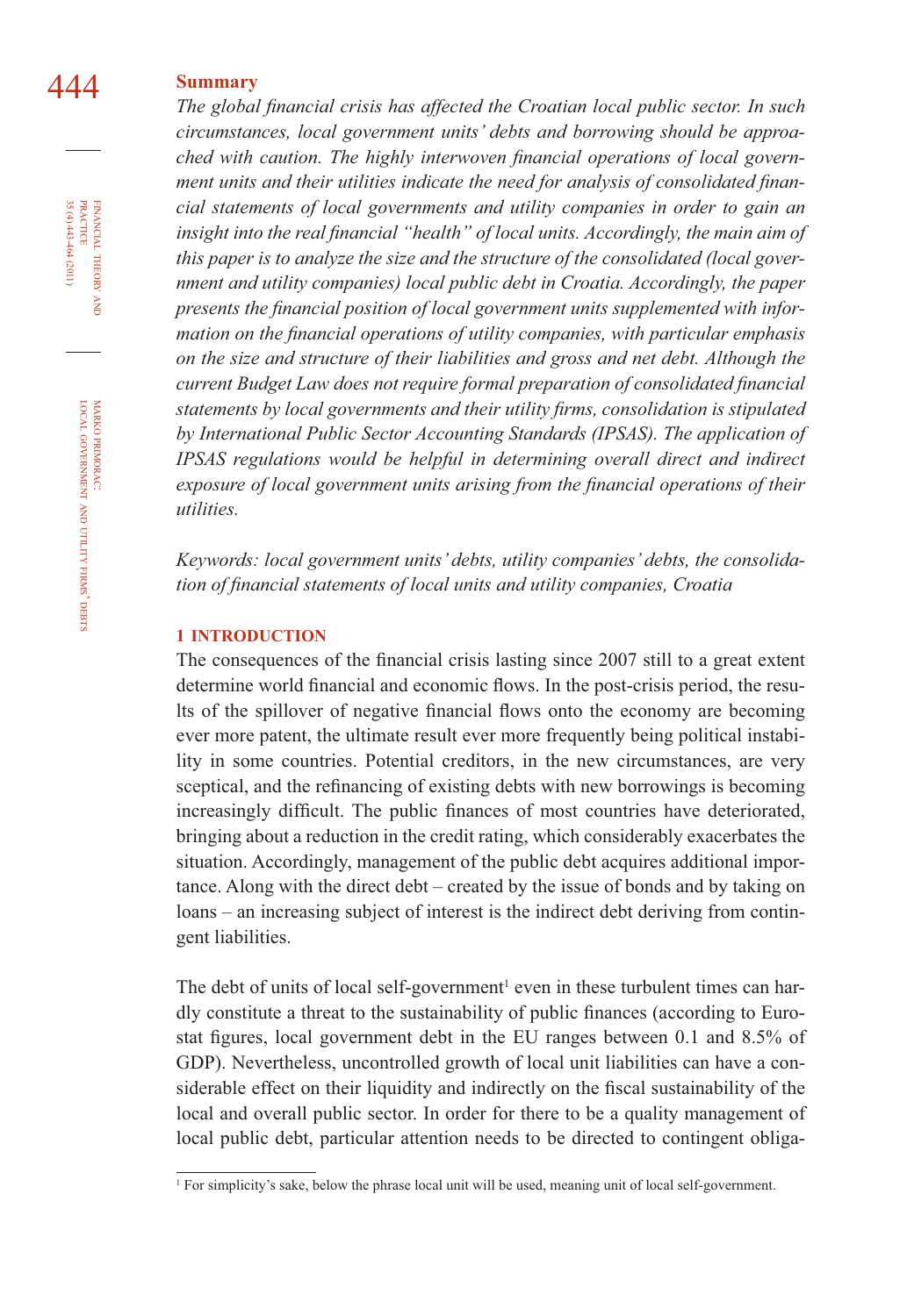**Summary**

*The global financial crisis has affected the Croatian local public sector. In such circumstances, local government units' debts and borrowing should be approached with caution. The highly interwoven financial operations of local government units and their utilities indicate the need for analysis of consolidated financial statements of local governments and utility companies in order to gain an insight into the real financial "health" of local units. Accordingly, the main aim of this paper is to analyze the size and the structure of the consolidated (local government and utility companies) local public debt in Croatia. Accordingly, the paper presents the financial position of local government units supplemented with information on the financial operations of utility companies, with particular emphasis on the size and structure of their liabilities and gross and net debt. Although the current Budget Law does not require formal preparation of consolidated financial statements by local governments and their utility firms, consolidation is stipulated by International Public Sector Accounting Standards (IPSAS). The application of IPSAS regulations would be helpful in determining overall direct and indirect exposure of local government units arising from the financial operations of their utilities.*

*Keywords: local government units' debts, utility companies' debts, the consolidation of financial statements of local units and utility companies, Croatia*

## 1 INTRODUCTION

The consequences of the financial crisis lasting since 2007 still to a great extent determine world financial and economic flows. In the post-crisis period, the results of the spillover of negative financial flows onto the economy are becoming ever more patent, the ultimate result ever more frequently being political instability in some countries. Potential creditors, in the new circumstances, are very sceptical, and the refinancing of existing debts with new borrowings is becoming increasingly difficult. The public finances of most countries have deteriorated, bringing about a reduction in the credit rating, which considerably exacerbates the situation. Accordingly, management of the public debt acquires additional importance. Along with the direct debt – created by the issue of bonds and by taking on loans – an increasing subject of interest is the indirect debt deriving from contingent liabilities.

The debt of units of local self-government[1] even in these turbulent times can hardly constitute a threat to the sustainability of public finances (according to Eurostat figures, local government debt in the EU ranges between 0.1 and 8.5% of GDP). Nevertheless, uncontrolled growth of local unit liabilities can have a considerable effect on their liquidity and indirectly on the fiscal sustainability of the local and overall public sector. In order for there to be a quality management of local public debt, particular attention needs to be directed to contingent obliga-

[1] For simplicity's sake, below the phrase local unit will be used, meaning unit of local self-government.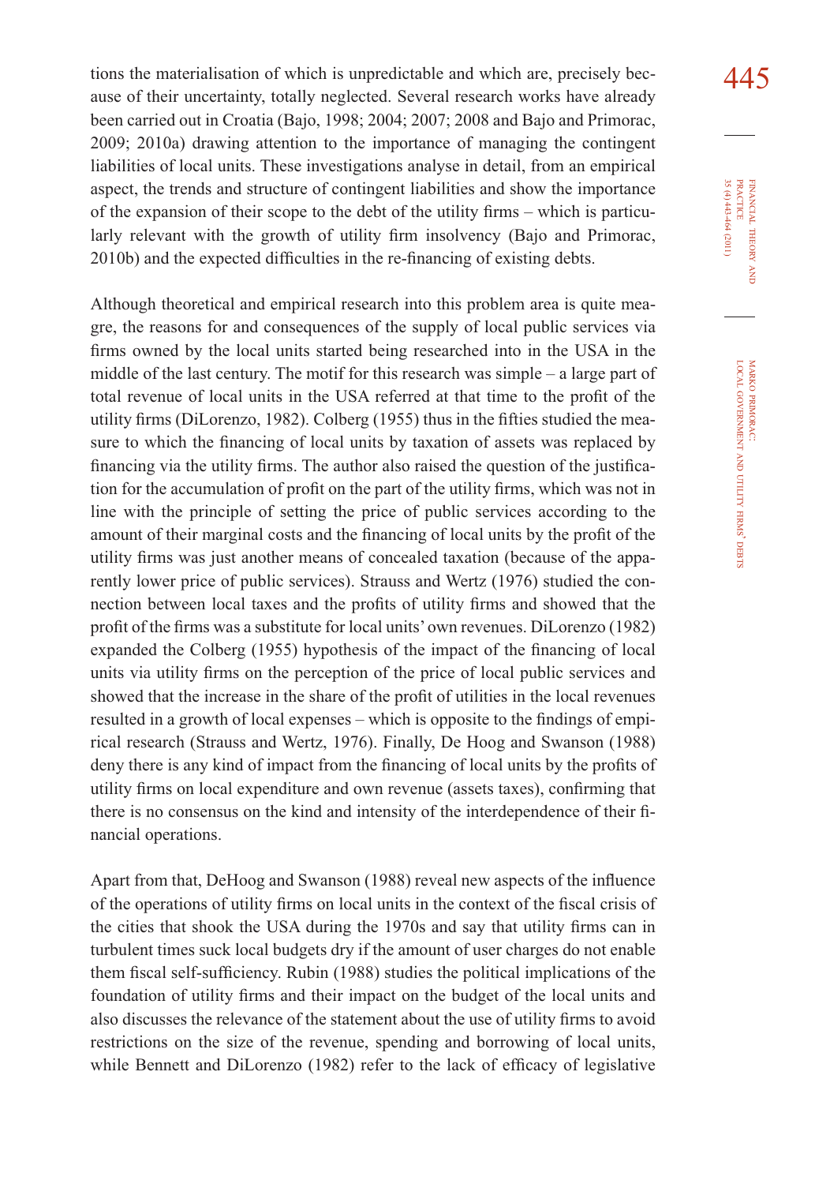tions the materialisation of which is unpredictable and which are, precisely because of their uncertainty, totally neglected. Several research works have already been carried out in Croatia (Bajo, 1998; 2004; 2007; 2008 and Bajo and Primorac, 2009; 2010a) drawing attention to the importance of managing the contingent liabilities of local units. These investigations analyse in detail, from an empirical aspect, the trends and structure of contingent liabilities and show the importance of the expansion of their scope to the debt of the utility firms – which is particularly relevant with the growth of utility firm insolvency (Bajo and Primorac, 2010b) and the expected difficulties in the re-financing of existing debts.

Although theoretical and empirical research into this problem area is quite meagre, the reasons for and consequences of the supply of local public services via firms owned by the local units started being researched into in the USA in the middle of the last century. The motif for this research was simple – a large part of total revenue of local units in the USA referred at that time to the profit of the utility firms (DiLorenzo, 1982). Colberg (1955) thus in the fifties studied the measure to which the financing of local units by taxation of assets was replaced by financing via the utility firms. The author also raised the question of the justification for the accumulation of profit on the part of the utility firms, which was not in line with the principle of setting the price of public services according to the amount of their marginal costs and the financing of local units by the profit of the utility firms was just another means of concealed taxation (because of the apparently lower price of public services). Strauss and Wertz (1976) studied the connection between local taxes and the profits of utility firms and showed that the profit of the firms was a substitute for local units' own revenues. DiLorenzo (1982) expanded the Colberg (1955) hypothesis of the impact of the financing of local units via utility firms on the perception of the price of local public services and showed that the increase in the share of the profit of utilities in the local revenues resulted in a growth of local expenses – which is opposite to the findings of empirical research (Strauss and Wertz, 1976). Finally, De Hoog and Swanson (1988) deny there is any kind of impact from the financing of local units by the profits of utility firms on local expenditure and own revenue (assets taxes), confirming that there is no consensus on the kind and intensity of the interdependence of their financial operations.

Apart from that, DeHoog and Swanson (1988) reveal new aspects of the influence of the operations of utility firms on local units in the context of the fiscal crisis of the cities that shook the USA during the 1970s and say that utility firms can in turbulent times suck local budgets dry if the amount of user charges do not enable them fiscal self-sufficiency. Rubin (1988) studies the political implications of the foundation of utility firms and their impact on the budget of the local units and also discusses the relevance of the statement about the use of utility firms to avoid restrictions on the size of the revenue, spending and borrowing of local units, while Bennett and DiLorenzo (1982) refer to the lack of efficacy of legislative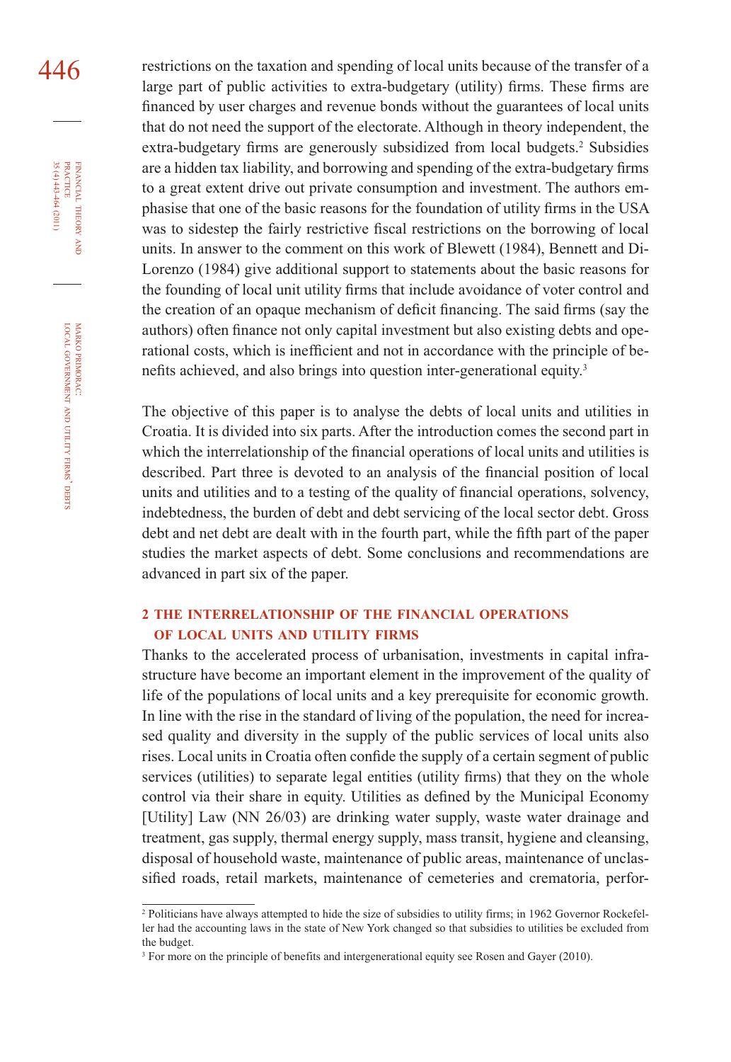restrictions on the taxation and spending of local units because of the transfer of a large part of public activities to extra-budgetary (utility) firms. These firms are financed by user charges and revenue bonds without the guarantees of local units that do not need the support of the electorate. Although in theory independent, the extra-budgetary firms are generously subsidized from local budgets.[2] Subsidies are a hidden tax liability, and borrowing and spending of the extra-budgetary firms to a great extent drive out private consumption and investment. The authors emphasise that one of the basic reasons for the foundation of utility firms in the USA was to sidestep the fairly restrictive fiscal restrictions on the borrowing of local units. In answer to the comment on this work of Blewett (1984), Bennett and DiLorenzo (1984) give additional support to statements about the basic reasons for the founding of local unit utility firms that include avoidance of voter control and the creation of an opaque mechanism of deficit financing. The said firms (say the authors) often finance not only capital investment but also existing debts and operational costs, which is inefficient and not in accordance with the principle of benefits achieved, and also brings into question inter-generational equity.[3]

The objective of this paper is to analyse the debts of local units and utilities in Croatia. It is divided into six parts. After the introduction comes the second part in which the interrelationship of the financial operations of local units and utilities is described. Part three is devoted to an analysis of the financial position of local units and utilities and to a testing of the quality of financial operations, solvency, indebtedness, the burden of debt and debt servicing of the local sector debt. Gross debt and net debt are dealt with in the fourth part, while the fifth part of the paper studies the market aspects of debt. Some conclusions and recommendations are advanced in part six of the paper.

## 2 THE INTERRELATIONSHIP OF THE FINANCIAL OPERATIONS OF LOCAL UNITS AND UTILITY FIRMS

Thanks to the accelerated process of urbanisation, investments in capital infrastructure have become an important element in the improvement of the quality of life of the populations of local units and a key prerequisite for economic growth. In line with the rise in the standard of living of the population, the need for increased quality and diversity in the supply of the public services of local units also rises. Local units in Croatia often confide the supply of a certain segment of public services (utilities) to separate legal entities (utility firms) that they on the whole control via their share in equity. Utilities as defined by the Municipal Economy [Utility] Law (NN 26/03) are drinking water supply, waste water drainage and treatment, gas supply, thermal energy supply, mass transit, hygiene and cleansing, disposal of household waste, maintenance of public areas, maintenance of unclassified roads, retail markets, maintenance of cemeteries and crematoria, perfor-

---

[2] Politicians have always attempted to hide the size of subsidies to utility firms; in 1962 Governor Rockefeller had the accounting laws in the state of New York changed so that subsidies to utilities be excluded from the budget.

[3] For more on the principle of benefits and intergenerational equity see Rosen and Gayer (2010).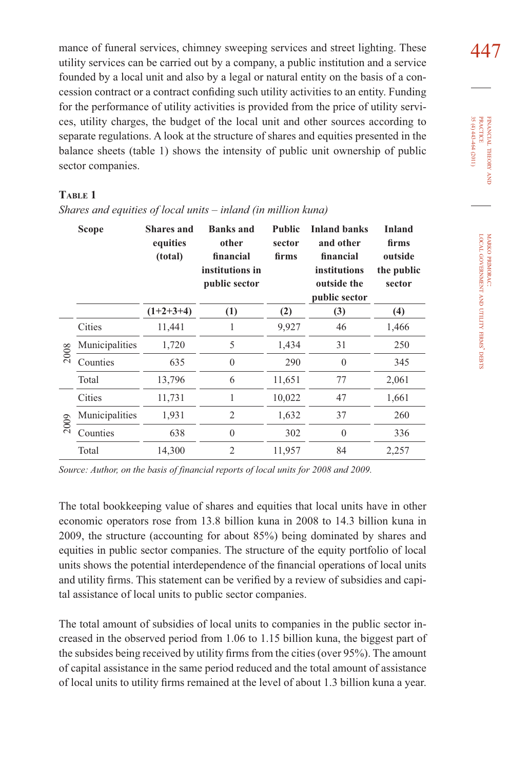mance of funeral services, chimney sweeping services and street lighting. These utility services can be carried out by a company, a public institution and a service founded by a local unit and also by a legal or natural entity on the basis of a concession contract or a contract confiding such utility activities to an entity. Funding for the performance of utility activities is provided from the price of utility services, utility charges, the budget of the local unit and other sources according to separate regulations. A look at the structure of shares and equities presented in the balance sheets (table 1) shows the intensity of public unit ownership of public sector companies.

**Table 1**

*Shares and equities of local units – inland (in million kuna)*

| | Scope | Shares and equities (total) | Banks and other financial institutions in public sector | Public sector firms | Inland banks and other financial institutions outside the public sector | Inland firms outside the public sector |
|---|---|---|---|---|---|---|
| | | (1+2+3+4) | (1) | (2) | (3) | (4) |
| 2008 | Cities | 11,441 | 1 | 9,927 | 46 | 1,466 |
| | Municipalities | 1,720 | 5 | 1,434 | 31 | 250 |
| | Counties | 635 | 0 | 290 | 0 | 345 |
| | Total | 13,796 | 6 | 11,651 | 77 | 2,061 |
| 2009 | Cities | 11,731 | 1 | 10,022 | 47 | 1,661 |
| | Municipalities | 1,931 | 2 | 1,632 | 37 | 260 |
| | Counties | 638 | 0 | 302 | 0 | 336 |
| | Total | 14,300 | 2 | 11,957 | 84 | 2,257 |

*Source: Author, on the basis of financial reports of local units for 2008 and 2009.*

The total bookkeeping value of shares and equities that local units have in other economic operators rose from 13.8 billion kuna in 2008 to 14.3 billion kuna in 2009, the structure (accounting for about 85%) being dominated by shares and equities in public sector companies. The structure of the equity portfolio of local units shows the potential interdependence of the financial operations of local units and utility firms. This statement can be verified by a review of subsidies and capital assistance of local units to public sector companies.

The total amount of subsidies of local units to companies in the public sector increased in the observed period from 1.06 to 1.15 billion kuna, the biggest part of the subsides being received by utility firms from the cities (over 95%). The amount of capital assistance in the same period reduced and the total amount of assistance of local units to utility firms remained at the level of about 1.3 billion kuna a year.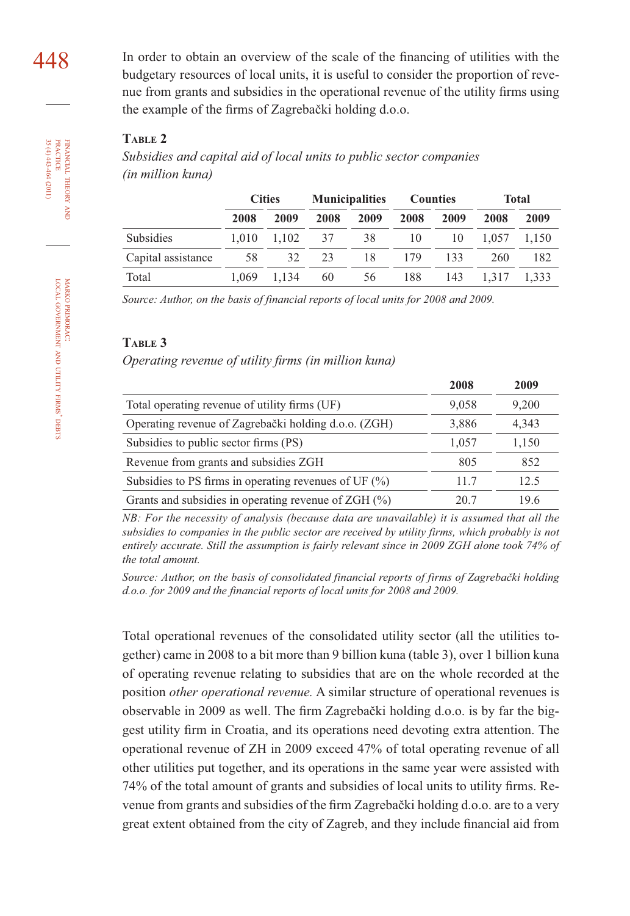In order to obtain an overview of the scale of the financing of utilities with the budgetary resources of local units, it is useful to consider the proportion of revenue from grants and subsidies in the operational revenue of the utility firms using the example of the firms of Zagrebački holding d.o.o.

**Table 2**

*Subsidies and capital aid of local units to public sector companies (in million kuna)*

| | Cities | | Municipalities | | Counties | | Total | |
|---|---|---|---|---|---|---|---|---|
| | **2008** | **2009** | **2008** | **2009** | **2008** | **2009** | **2008** | **2009** |
| Subsidies | 1,010 | 1,102 | 37 | 38 | 10 | 10 | 1,057 | 1,150 |
| Capital assistance | 58 | 32 | 23 | 18 | 179 | 133 | 260 | 182 |
| Total | 1,069 | 1,134 | 60 | 56 | 188 | 143 | 1,317 | 1,333 |

*Source: Author, on the basis of financial reports of local units for 2008 and 2009.*

**Table 3**

*Operating revenue of utility firms (in million kuna)*

| | **2008** | **2009** |
|---|---|---|
| Total operating revenue of utility firms (UF) | 9,058 | 9,200 |
| Operating revenue of Zagrebački holding d.o.o. (ZGH) | 3,886 | 4,343 |
| Subsidies to public sector firms (PS) | 1,057 | 1,150 |
| Revenue from grants and subsidies ZGH | 805 | 852 |
| Subsidies to PS firms in operating revenues of UF (%) | 11.7 | 12.5 |
| Grants and subsidies in operating revenue of ZGH (%) | 20.7 | 19.6 |

*NB: For the necessity of analysis (because data are unavailable) it is assumed that all the subsidies to companies in the public sector are received by utility firms, which probably is not entirely accurate. Still the assumption is fairly relevant since in 2009 ZGH alone took 74% of the total amount.*

*Source: Author, on the basis of consolidated financial reports of firms of Zagrebački holding d.o.o. for 2009 and the financial reports of local units for 2008 and 2009.*

Total operational revenues of the consolidated utility sector (all the utilities together) came in 2008 to a bit more than 9 billion kuna (table 3), over 1 billion kuna of operating revenue relating to subsidies that are on the whole recorded at the position *other operational revenue.* A similar structure of operational revenues is observable in 2009 as well. The firm Zagrebački holding d.o.o. is by far the biggest utility firm in Croatia, and its operations need devoting extra attention. The operational revenue of ZH in 2009 exceed 47% of total operating revenue of all other utilities put together, and its operations in the same year were assisted with 74% of the total amount of grants and subsidies of local units to utility firms. Revenue from grants and subsidies of the firm Zagrebački holding d.o.o. are to a very great extent obtained from the city of Zagreb, and they include financial aid from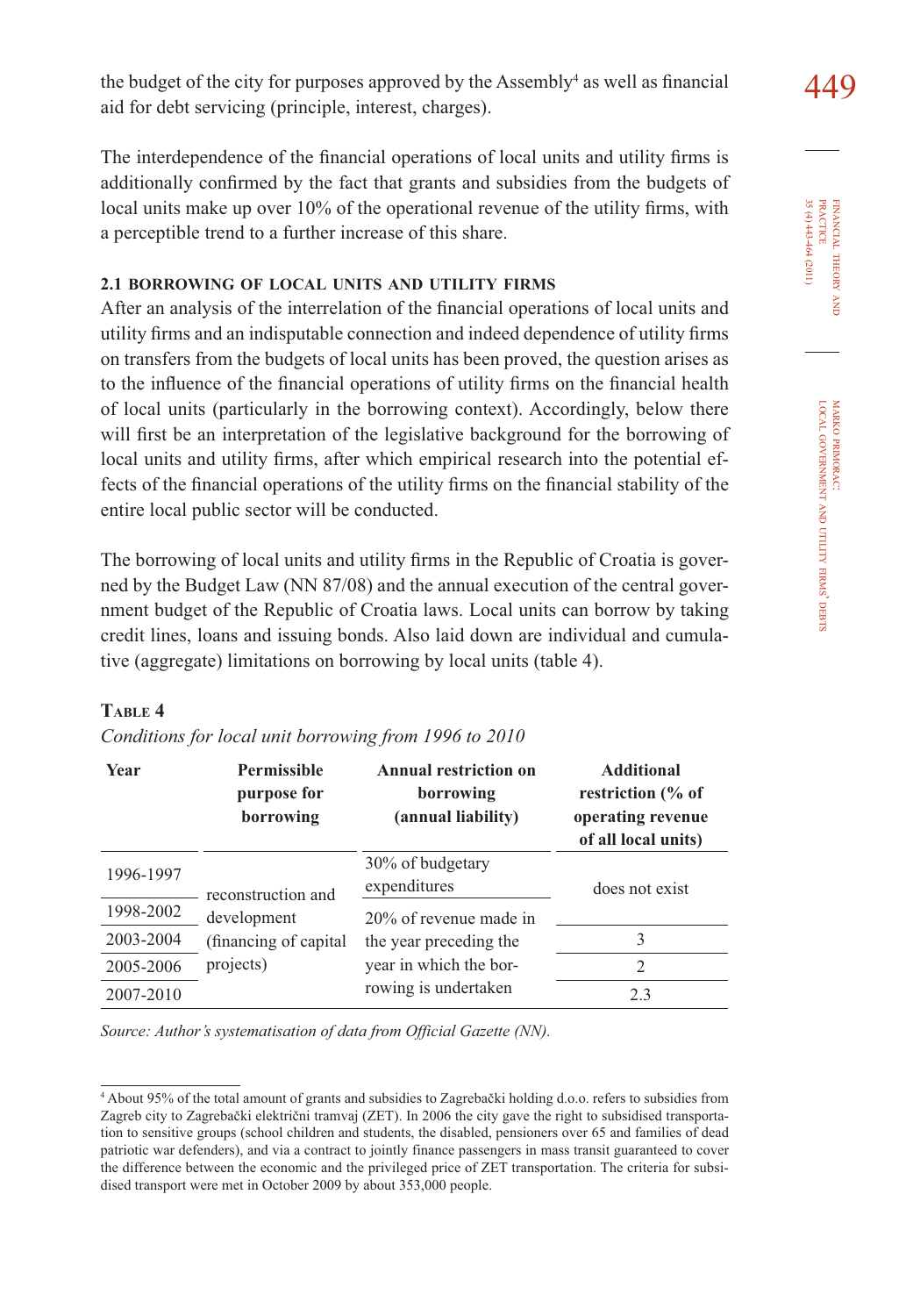the budget of the city for purposes approved by the Assembly[4] as well as financial aid for debt servicing (principle, interest, charges).

The interdependence of the financial operations of local units and utility firms is additionally confirmed by the fact that grants and subsidies from the budgets of local units make up over 10% of the operational revenue of the utility firms, with a perceptible trend to a further increase of this share.

### 2.1 BORROWING OF LOCAL UNITS AND UTILITY FIRMS

After an analysis of the interrelation of the financial operations of local units and utility firms and an indisputable connection and indeed dependence of utility firms on transfers from the budgets of local units has been proved, the question arises as to the influence of the financial operations of utility firms on the financial health of local units (particularly in the borrowing context). Accordingly, below there will first be an interpretation of the legislative background for the borrowing of local units and utility firms, after which empirical research into the potential effects of the financial operations of the utility firms on the financial stability of the entire local public sector will be conducted.

The borrowing of local units and utility firms in the Republic of Croatia is governed by the Budget Law (NN 87/08) and the annual execution of the central government budget of the Republic of Croatia laws. Local units can borrow by taking credit lines, loans and issuing bonds. Also laid down are individual and cumulative (aggregate) limitations on borrowing by local units (table 4).

**Table 4**

*Conditions for local unit borrowing from 1996 to 2010*

| Year | Permissible purpose for borrowing | Annual restriction on borrowing (annual liability) | Additional restriction (% of operating revenue of all local units) |
|---|---|---|---|
| 1996-1997 | reconstruction and development (financing of capital projects) | 30% of budgetary expenditures | does not exist |
| 1998-2002 | | 20% of revenue made in the year preceding the year in which the borrowing is undertaken | |
| 2003-2004 | | | 3 |
| 2005-2006 | | | 2 |
| 2007-2010 | | | 2.3 |

*Source: Author's systematisation of data from Official Gazette (NN).*

[4] About 95% of the total amount of grants and subsidies to Zagrebački holding d.o.o. refers to subsidies from Zagreb city to Zagrebački električni tramvaj (ZET). In 2006 the city gave the right to subsidised transportation to sensitive groups (school children and students, the disabled, pensioners over 65 and families of dead patriotic war defenders), and via a contract to jointly finance passengers in mass transit guaranteed to cover the difference between the economic and the privileged price of ZET transportation. The criteria for subsidised transport were met in October 2009 by about 353,000 people.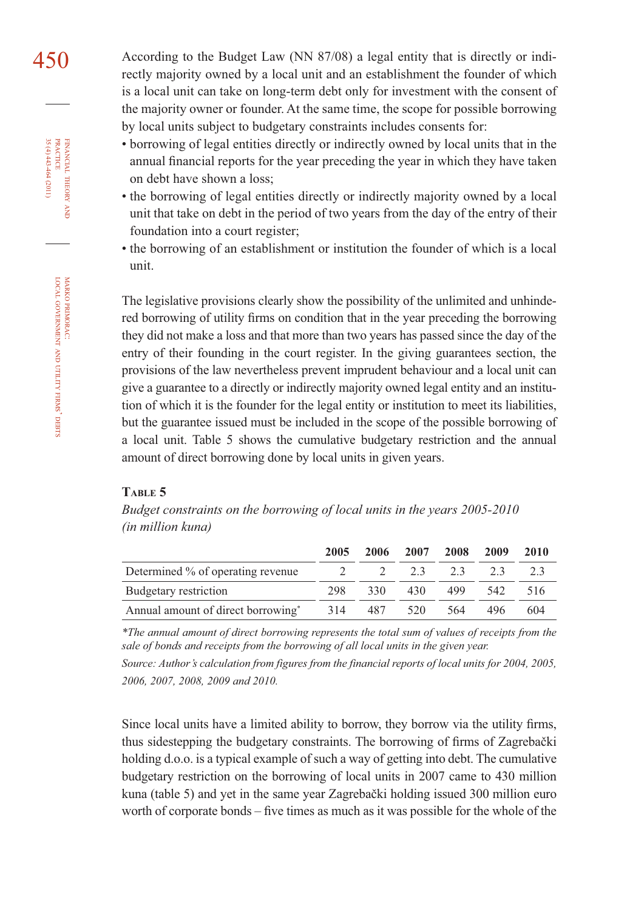According to the Budget Law (NN 87/08) a legal entity that is directly or indirectly majority owned by a local unit and an establishment the founder of which is a local unit can take on long-term debt only for investment with the consent of the majority owner or founder. At the same time, the scope for possible borrowing by local units subject to budgetary constraints includes consents for:

- borrowing of legal entities directly or indirectly owned by local units that in the annual financial reports for the year preceding the year in which they have taken on debt have shown a loss;
- the borrowing of legal entities directly or indirectly majority owned by a local unit that take on debt in the period of two years from the day of the entry of their foundation into a court register;
- the borrowing of an establishment or institution the founder of which is a local unit.

The legislative provisions clearly show the possibility of the unlimited and unhindered borrowing of utility firms on condition that in the year preceding the borrowing they did not make a loss and that more than two years has passed since the day of the entry of their founding in the court register. In the giving guarantees section, the provisions of the law nevertheless prevent imprudent behaviour and a local unit can give a guarantee to a directly or indirectly majority owned legal entity and an institution of which it is the founder for the legal entity or institution to meet its liabilities, but the guarantee issued must be included in the scope of the possible borrowing of a local unit. Table 5 shows the cumulative budgetary restriction and the annual amount of direct borrowing done by local units in given years.

**Table 5**

*Budget constraints on the borrowing of local units in the years 2005-2010 (in million kuna)*

| | 2005 | 2006 | 2007 | 2008 | 2009 | 2010 |
|---|---|---|---|---|---|---|
| Determined % of operating revenue | 2 | 2 | 2.3 | 2.3 | 2.3 | 2.3 |
| Budgetary restriction | 298 | 330 | 430 | 499 | 542 | 516 |
| Annual amount of direct borrowing* | 314 | 487 | 520 | 564 | 496 | 604 |

*\*The annual amount of direct borrowing represents the total sum of values of receipts from the sale of bonds and receipts from the borrowing of all local units in the given year.*

*Source: Author's calculation from figures from the financial reports of local units for 2004, 2005, 2006, 2007, 2008, 2009 and 2010.*

Since local units have a limited ability to borrow, they borrow via the utility firms, thus sidestepping the budgetary constraints. The borrowing of firms of Zagrebački holding d.o.o. is a typical example of such a way of getting into debt. The cumulative budgetary restriction on the borrowing of local units in 2007 came to 430 million kuna (table 5) and yet in the same year Zagrebački holding issued 300 million euro worth of corporate bonds – five times as much as it was possible for the whole of the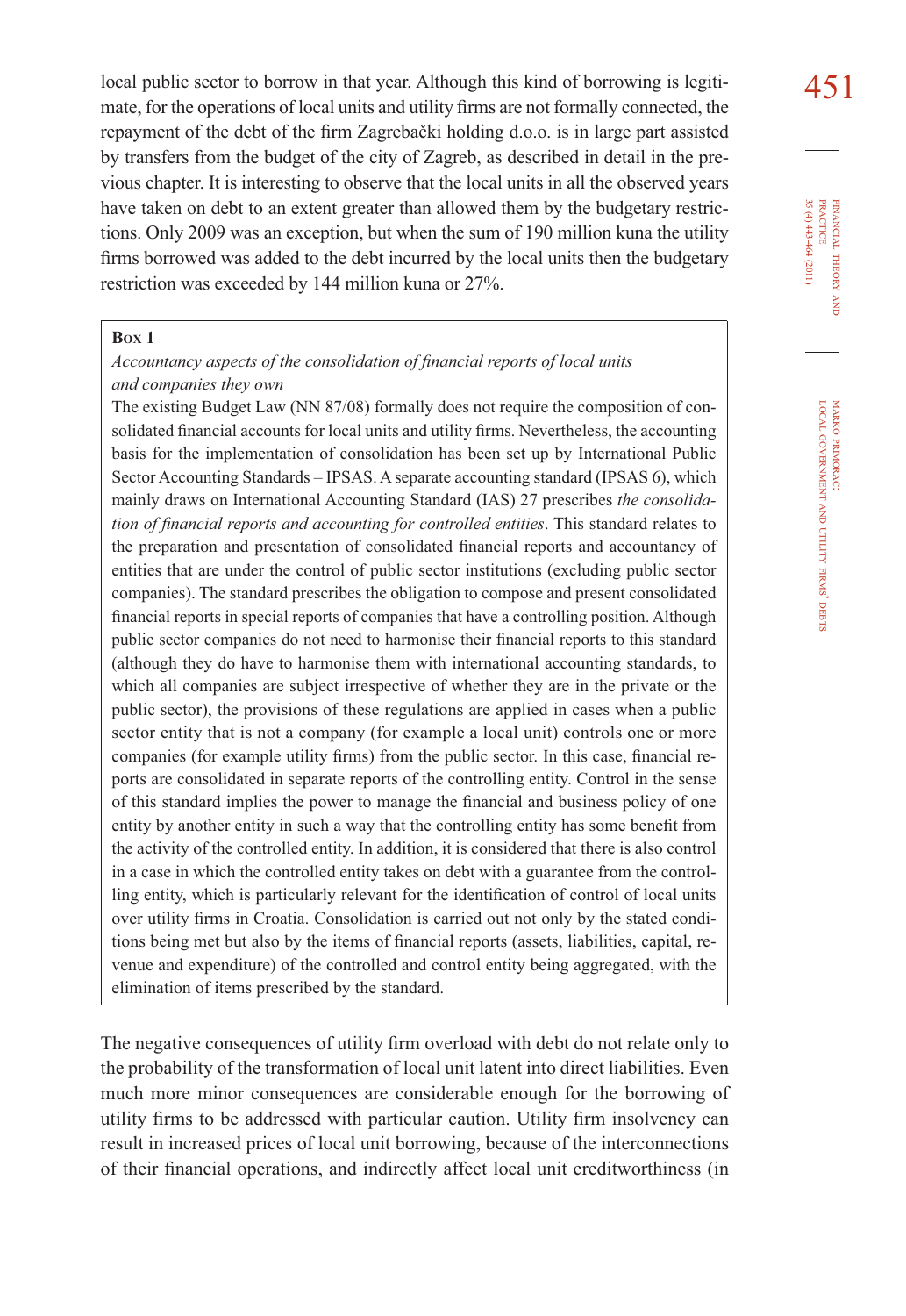local public sector to borrow in that year. Although this kind of borrowing is legitimate, for the operations of local units and utility firms are not formally connected, the repayment of the debt of the firm Zagrebački holding d.o.o. is in large part assisted by transfers from the budget of the city of Zagreb, as described in detail in the previous chapter. It is interesting to observe that the local units in all the observed years have taken on debt to an extent greater than allowed them by the budgetary restrictions. Only 2009 was an exception, but when the sum of 190 million kuna the utility firms borrowed was added to the debt incurred by the local units then the budgetary restriction was exceeded by 144 million kuna or 27%.

> **Box 1**
>
> *Accountancy aspects of the consolidation of financial reports of local units and companies they own*
>
> The existing Budget Law (NN 87/08) formally does not require the composition of consolidated financial accounts for local units and utility firms. Nevertheless, the accounting basis for the implementation of consolidation has been set up by International Public Sector Accounting Standards – IPSAS. A separate accounting standard (IPSAS 6), which mainly draws on International Accounting Standard (IAS) 27 prescribes *the consolidation of financial reports and accounting for controlled entities*. This standard relates to the preparation and presentation of consolidated financial reports and accountancy of entities that are under the control of public sector institutions (excluding public sector companies). The standard prescribes the obligation to compose and present consolidated financial reports in special reports of companies that have a controlling position. Although public sector companies do not need to harmonise their financial reports to this standard (although they do have to harmonise them with international accounting standards, to which all companies are subject irrespective of whether they are in the private or the public sector), the provisions of these regulations are applied in cases when a public sector entity that is not a company (for example a local unit) controls one or more companies (for example utility firms) from the public sector. In this case, financial reports are consolidated in separate reports of the controlling entity. Control in the sense of this standard implies the power to manage the financial and business policy of one entity by another entity in such a way that the controlling entity has some benefit from the activity of the controlled entity. In addition, it is considered that there is also control in a case in which the controlled entity takes on debt with a guarantee from the controlling entity, which is particularly relevant for the identification of control of local units over utility firms in Croatia. Consolidation is carried out not only by the stated conditions being met but also by the items of financial reports (assets, liabilities, capital, revenue and expenditure) of the controlled and control entity being aggregated, with the elimination of items prescribed by the standard.

The negative consequences of utility firm overload with debt do not relate only to the probability of the transformation of local unit latent into direct liabilities. Even much more minor consequences are considerable enough for the borrowing of utility firms to be addressed with particular caution. Utility firm insolvency can result in increased prices of local unit borrowing, because of the interconnections of their financial operations, and indirectly affect local unit creditworthiness (in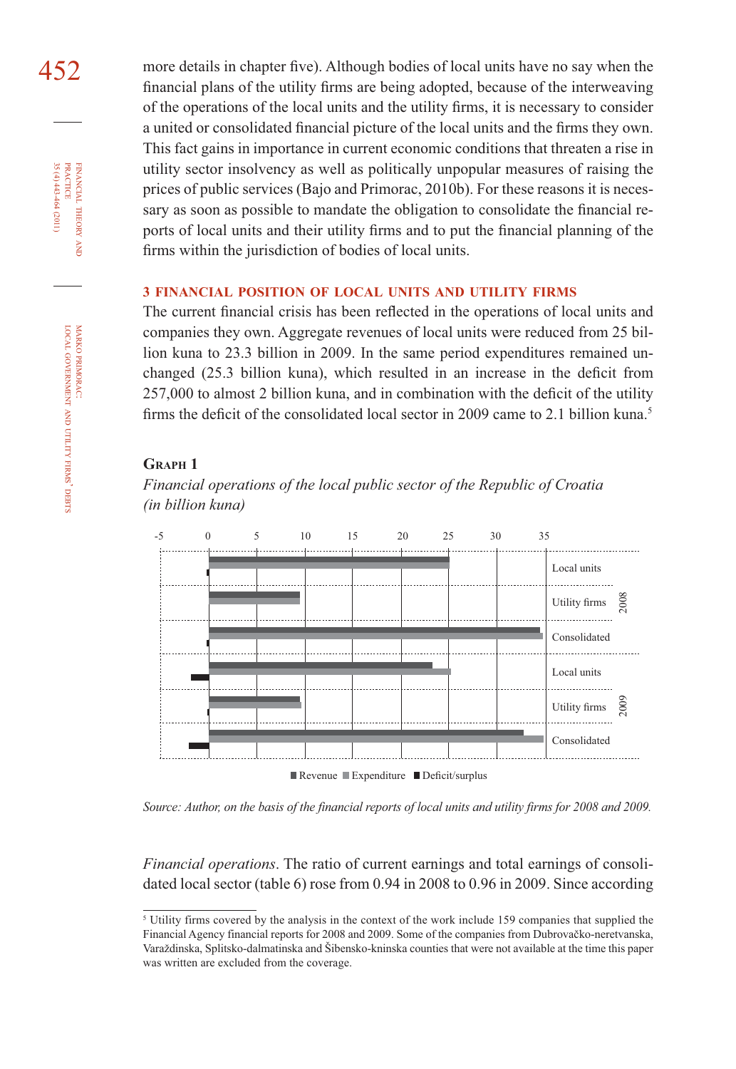more details in chapter five). Although bodies of local units have no say when the financial plans of the utility firms are being adopted, because of the interweaving of the operations of the local units and the utility firms, it is necessary to consider a united or consolidated financial picture of the local units and the firms they own. This fact gains in importance in current economic conditions that threaten a rise in utility sector insolvency as well as politically unpopular measures of raising the prices of public services (Bajo and Primorac, 2010b). For these reasons it is necessary as soon as possible to mandate the obligation to consolidate the financial reports of local units and their utility firms and to put the financial planning of the firms within the jurisdiction of bodies of local units.

## 3 FINANCIAL POSITION OF LOCAL UNITS AND UTILITY FIRMS

The current financial crisis has been reflected in the operations of local units and companies they own. Aggregate revenues of local units were reduced from 25 billion kuna to 23.3 billion in 2009. In the same period expenditures remained unchanged (25.3 billion kuna), which resulted in an increase in the deficit from 257,000 to almost 2 billion kuna, and in combination with the deficit of the utility firms the deficit of the consolidated local sector in 2009 came to 2.1 billion kuna.[5]

**Graph 1**

*Financial operations of the local public sector of the Republic of Croatia (in billion kuna)*

| | | Revenue | Expenditure | Deficit/surplus |
|---|---|---|---|---|
| 2008 | Local units | | | |
| | Utility firms | | | |
| | Consolidated | | | |
| 2009 | Local units | | | |
| | Utility firms | | | |
| | Consolidated | | | |

*Source: Author, on the basis of the financial reports of local units and utility firms for 2008 and 2009.*

*Financial operations*. The ratio of current earnings and total earnings of consolidated local sector (table 6) rose from 0.94 in 2008 to 0.96 in 2009. Since according

[5] Utility firms covered by the analysis in the context of the work include 159 companies that supplied the Financial Agency financial reports for 2008 and 2009. Some of the companies from Dubrovačko-neretvanska, Varaždinska, Splitsko-dalmatinska and Šibensko-kninska counties that were not available at the time this paper was written are excluded from the coverage.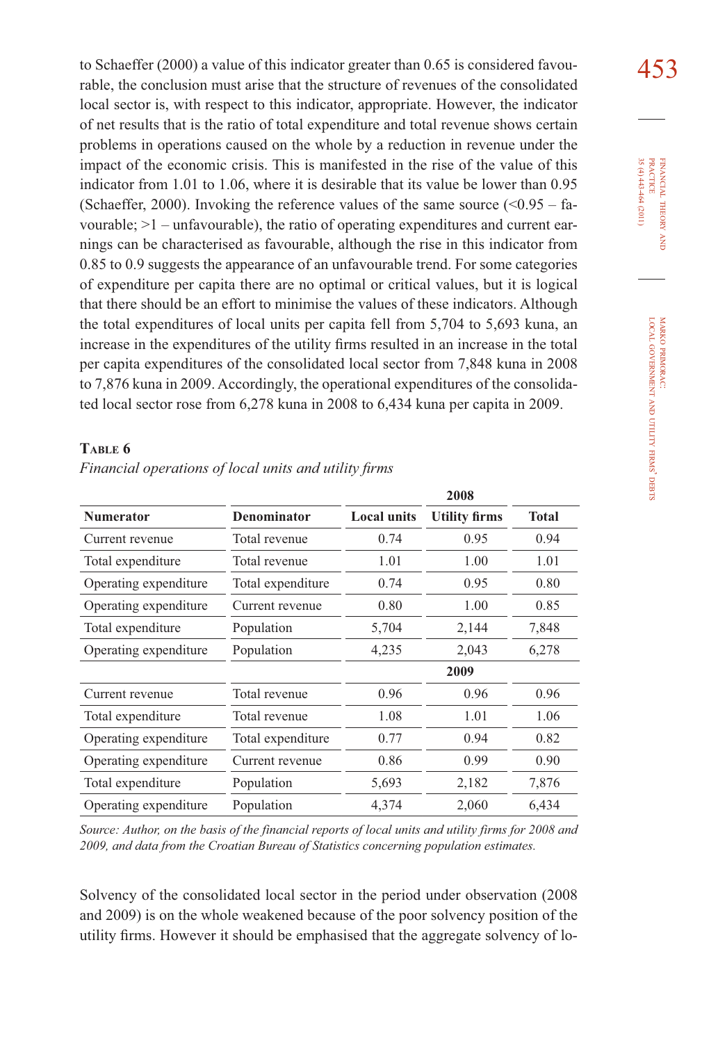to Schaeffer (2000) a value of this indicator greater than 0.65 is considered favourable, the conclusion must arise that the structure of revenues of the consolidated local sector is, with respect to this indicator, appropriate. However, the indicator of net results that is the ratio of total expenditure and total revenue shows certain problems in operations caused on the whole by a reduction in revenue under the impact of the economic crisis. This is manifested in the rise of the value of this indicator from 1.01 to 1.06, where it is desirable that its value be lower than 0.95 (Schaeffer, 2000). Invoking the reference values of the same source (<0.95 – favourable; >1 – unfavourable), the ratio of operating expenditures and current earnings can be characterised as favourable, although the rise in this indicator from 0.85 to 0.9 suggests the appearance of an unfavourable trend. For some categories of expenditure per capita there are no optimal or critical values, but it is logical that there should be an effort to minimise the values of these indicators. Although the total expenditures of local units per capita fell from 5,704 to 5,693 kuna, an increase in the expenditures of the utility firms resulted in an increase in the total per capita expenditures of the consolidated local sector from 7,848 kuna in 2008 to 7,876 kuna in 2009. Accordingly, the operational expenditures of the consolidated local sector rose from 6,278 kuna in 2008 to 6,434 kuna per capita in 2009.

**Table 6**

*Financial operations of local units and utility firms*

| | | | 2008 | |
|---|---|---|---|---|
| **Numerator** | **Denominator** | **Local units** | **Utility firms** | **Total** |
| Current revenue | Total revenue | 0.74 | 0.95 | 0.94 |
| Total expenditure | Total revenue | 1.01 | 1.00 | 1.01 |
| Operating expenditure | Total expenditure | 0.74 | 0.95 | 0.80 |
| Operating expenditure | Current revenue | 0.80 | 1.00 | 0.85 |
| Total expenditure | Population | 5,704 | 2,144 | 7,848 |
| Operating expenditure | Population | 4,235 | 2,043 | 6,278 |
| | | | **2009** | |
| Current revenue | Total revenue | 0.96 | 0.96 | 0.96 |
| Total expenditure | Total revenue | 1.08 | 1.01 | 1.06 |
| Operating expenditure | Total expenditure | 0.77 | 0.94 | 0.82 |
| Operating expenditure | Current revenue | 0.86 | 0.99 | 0.90 |
| Total expenditure | Population | 5,693 | 2,182 | 7,876 |
| Operating expenditure | Population | 4,374 | 2,060 | 6,434 |

*Source: Author, on the basis of the financial reports of local units and utility firms for 2008 and 2009, and data from the Croatian Bureau of Statistics concerning population estimates.*

Solvency of the consolidated local sector in the period under observation (2008 and 2009) is on the whole weakened because of the poor solvency position of the utility firms. However it should be emphasised that the aggregate solvency of lo-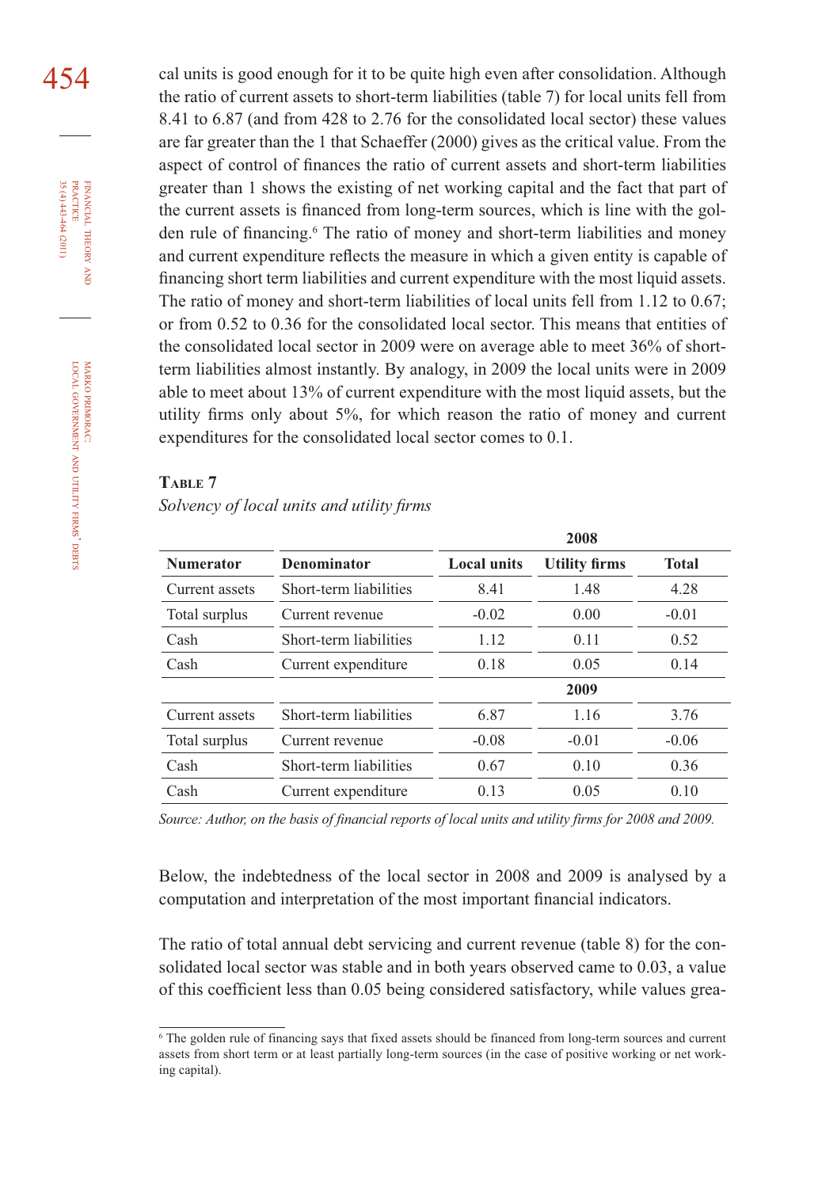cal units is good enough for it to be quite high even after consolidation. Although the ratio of current assets to short-term liabilities (table 7) for local units fell from 8.41 to 6.87 (and from 428 to 2.76 for the consolidated local sector) these values are far greater than the 1 that Schaeffer (2000) gives as the critical value. From the aspect of control of finances the ratio of current assets and short-term liabilities greater than 1 shows the existing of net working capital and the fact that part of the current assets is financed from long-term sources, which is line with the golden rule of financing.[6] The ratio of money and short-term liabilities and money and current expenditure reflects the measure in which a given entity is capable of financing short term liabilities and current expenditure with the most liquid assets. The ratio of money and short-term liabilities of local units fell from 1.12 to 0.67; or from 0.52 to 0.36 for the consolidated local sector. This means that entities of the consolidated local sector in 2009 were on average able to meet 36% of short-term liabilities almost instantly. By analogy, in 2009 the local units were in 2009 able to meet about 13% of current expenditure with the most liquid assets, but the utility firms only about 5%, for which reason the ratio of money and current expenditures for the consolidated local sector comes to 0.1.

**Table 7**

*Solvency of local units and utility firms*

| | | | 2008 | |
|---|---|---|---|---|
| **Numerator** | **Denominator** | **Local units** | **Utility firms** | **Total** |
| Current assets | Short-term liabilities | 8.41 | 1.48 | 4.28 |
| Total surplus | Current revenue | -0.02 | 0.00 | -0.01 |
| Cash | Short-term liabilities | 1.12 | 0.11 | 0.52 |
| Cash | Current expenditure | 0.18 | 0.05 | 0.14 |
| | | | **2009** | |
| Current assets | Short-term liabilities | 6.87 | 1.16 | 3.76 |
| Total surplus | Current revenue | -0.08 | -0.01 | -0.06 |
| Cash | Short-term liabilities | 0.67 | 0.10 | 0.36 |
| Cash | Current expenditure | 0.13 | 0.05 | 0.10 |

*Source: Author, on the basis of financial reports of local units and utility firms for 2008 and 2009.*

Below, the indebtedness of the local sector in 2008 and 2009 is analysed by a computation and interpretation of the most important financial indicators.

The ratio of total annual debt servicing and current revenue (table 8) for the consolidated local sector was stable and in both years observed came to 0.03, a value of this coefficient less than 0.05 being considered satisfactory, while values grea-

[6] The golden rule of financing says that fixed assets should be financed from long-term sources and current assets from short term or at least partially long-term sources (in the case of positive working or net working capital).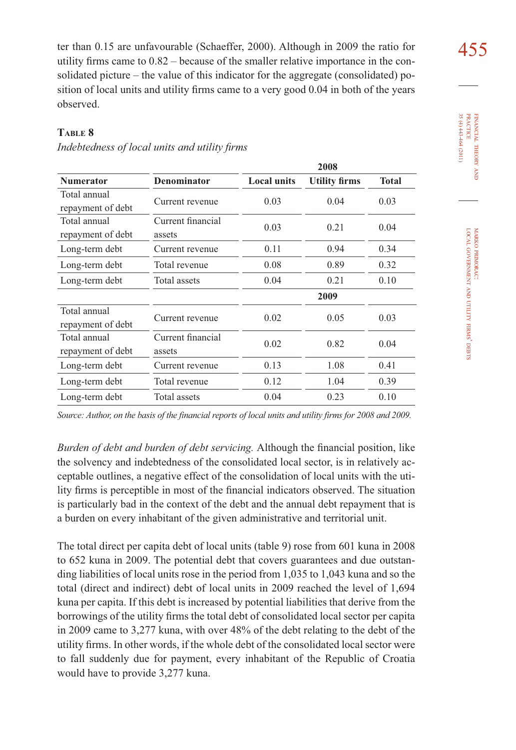ter than 0.15 are unfavourable (Schaeffer, 2000). Although in 2009 the ratio for utility firms came to 0.82 – because of the smaller relative importance in the consolidated picture – the value of this indicator for the aggregate (consolidated) position of local units and utility firms came to a very good 0.04 in both of the years observed.

**Table 8**

*Indebtedness of local units and utility firms*

| | | 2008 | | |
|---|---|---|---|---|
| **Numerator** | **Denominator** | **Local units** | **Utility firms** | **Total** |
| Total annual repayment of debt | Current revenue | 0.03 | 0.04 | 0.03 |
| Total annual repayment of debt | Current financial assets | 0.03 | 0.21 | 0.04 |
| Long-term debt | Current revenue | 0.11 | 0.94 | 0.34 |
| Long-term debt | Total revenue | 0.08 | 0.89 | 0.32 |
| Long-term debt | Total assets | 0.04 | 0.21 | 0.10 |
| | | | **2009** | |
| Total annual repayment of debt | Current revenue | 0.02 | 0.05 | 0.03 |
| Total annual repayment of debt | Current financial assets | 0.02 | 0.82 | 0.04 |
| Long-term debt | Current revenue | 0.13 | 1.08 | 0.41 |
| Long-term debt | Total revenue | 0.12 | 1.04 | 0.39 |
| Long-term debt | Total assets | 0.04 | 0.23 | 0.10 |

*Source: Author, on the basis of the financial reports of local units and utility firms for 2008 and 2009.*

*Burden of debt and burden of debt servicing.* Although the financial position, like the solvency and indebtedness of the consolidated local sector, is in relatively acceptable outlines, a negative effect of the consolidation of local units with the utility firms is perceptible in most of the financial indicators observed. The situation is particularly bad in the context of the debt and the annual debt repayment that is a burden on every inhabitant of the given administrative and territorial unit.

The total direct per capita debt of local units (table 9) rose from 601 kuna in 2008 to 652 kuna in 2009. The potential debt that covers guarantees and due outstanding liabilities of local units rose in the period from 1,035 to 1,043 kuna and so the total (direct and indirect) debt of local units in 2009 reached the level of 1,694 kuna per capita. If this debt is increased by potential liabilities that derive from the borrowings of the utility firms the total debt of consolidated local sector per capita in 2009 came to 3,277 kuna, with over 48% of the debt relating to the debt of the utility firms. In other words, if the whole debt of the consolidated local sector were to fall suddenly due for payment, every inhabitant of the Republic of Croatia would have to provide 3,277 kuna.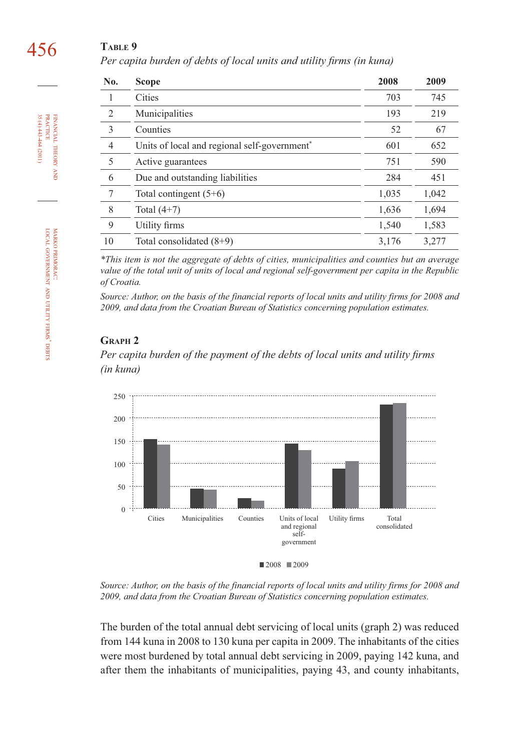**TABLE 9**

*Per capita burden of debts of local units and utility firms (in kuna)*

| No. | Scope | 2008 | 2009 |
|---|---|---|---|
| 1 | Cities | 703 | 745 |
| 2 | Municipalities | 193 | 219 |
| 3 | Counties | 52 | 67 |
| 4 | Units of local and regional self-government* | 601 | 652 |
| 5 | Active guarantees | 751 | 590 |
| 6 | Due and outstanding liabilities | 284 | 451 |
| 7 | Total contingent (5+6) | 1,035 | 1,042 |
| 8 | Total (4+7) | 1,636 | 1,694 |
| 9 | Utility firms | 1,540 | 1,583 |
| 10 | Total consolidated (8+9) | 3,176 | 3,277 |

*\*This item is not the aggregate of debts of cities, municipalities and counties but an average value of the total unit of units of local and regional self-government per capita in the Republic of Croatia.*

*Source: Author, on the basis of the financial reports of local units and utility firms for 2008 and 2009, and data from the Croatian Bureau of Statistics concerning population estimates.*

**GRAPH 2**

*Per capita burden of the payment of the debts of local units and utility firms (in kuna)*

*Source: Author, on the basis of the financial reports of local units and utility firms for 2008 and 2009, and data from the Croatian Bureau of Statistics concerning population estimates.*

The burden of the total annual debt servicing of local units (graph 2) was reduced from 144 kuna in 2008 to 130 kuna per capita in 2009. The inhabitants of the cities were most burdened by total annual debt servicing in 2009, paying 142 kuna, and after them the inhabitants of municipalities, paying 43, and county inhabitants,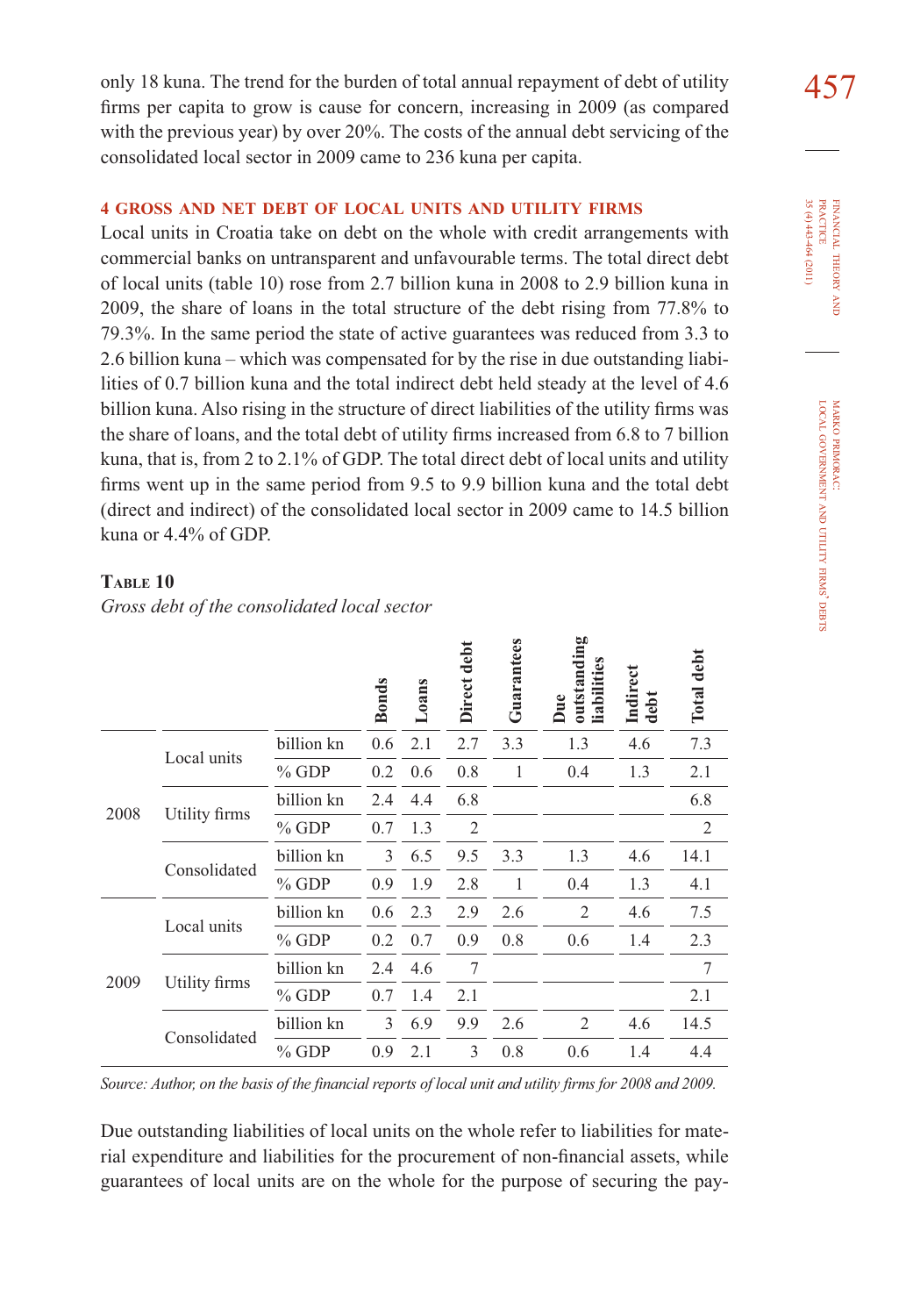only 18 kuna. The trend for the burden of total annual repayment of debt of utility firms per capita to grow is cause for concern, increasing in 2009 (as compared with the previous year) by over 20%. The costs of the annual debt servicing of the consolidated local sector in 2009 came to 236 kuna per capita.

## 4 GROSS AND NET DEBT OF LOCAL UNITS AND UTILITY FIRMS

Local units in Croatia take on debt on the whole with credit arrangements with commercial banks on untransparent and unfavourable terms. The total direct debt of local units (table 10) rose from 2.7 billion kuna in 2008 to 2.9 billion kuna in 2009, the share of loans in the total structure of the debt rising from 77.8% to 79.3%. In the same period the state of active guarantees was reduced from 3.3 to 2.6 billion kuna – which was compensated for by the rise in due outstanding liabilities of 0.7 billion kuna and the total indirect debt held steady at the level of 4.6 billion kuna. Also rising in the structure of direct liabilities of the utility firms was the share of loans, and the total debt of utility firms increased from 6.8 to 7 billion kuna, that is, from 2 to 2.1% of GDP. The total direct debt of local units and utility firms went up in the same period from 9.5 to 9.9 billion kuna and the total debt (direct and indirect) of the consolidated local sector in 2009 came to 14.5 billion kuna or 4.4% of GDP.

**Table 10**

*Gross debt of the consolidated local sector*

| | | | Bonds | Loans | Direct debt | Guarantees | Due outstanding liabilities | Indirect debt | Total debt |
|---|---|---|---|---|---|---|---|---|---|
| 2008 | Local units | billion kn | 0.6 | 2.1 | 2.7 | 3.3 | 1.3 | 4.6 | 7.3 |
| | | % GDP | 0.2 | 0.6 | 0.8 | 1 | 0.4 | 1.3 | 2.1 |
| | Utility firms | billion kn | 2.4 | 4.4 | 6.8 | | | | 6.8 |
| | | % GDP | 0.7 | 1.3 | 2 | | | | 2 |
| | Consolidated | billion kn | 3 | 6.5 | 9.5 | 3.3 | 1.3 | 4.6 | 14.1 |
| | | % GDP | 0.9 | 1.9 | 2.8 | 1 | 0.4 | 1.3 | 4.1 |
| 2009 | Local units | billion kn | 0.6 | 2.3 | 2.9 | 2.6 | 2 | 4.6 | 7.5 |
| | | % GDP | 0.2 | 0.7 | 0.9 | 0.8 | 0.6 | 1.4 | 2.3 |
| | Utility firms | billion kn | 2.4 | 4.6 | 7 | | | | 7 |
| | | % GDP | 0.7 | 1.4 | 2.1 | | | | 2.1 |
| | Consolidated | billion kn | 3 | 6.9 | 9.9 | 2.6 | 2 | 4.6 | 14.5 |
| | | % GDP | 0.9 | 2.1 | 3 | 0.8 | 0.6 | 1.4 | 4.4 |

*Source: Author, on the basis of the financial reports of local unit and utility firms for 2008 and 2009.*

Due outstanding liabilities of local units on the whole refer to liabilities for material expenditure and liabilities for the procurement of non-financial assets, while guarantees of local units are on the whole for the purpose of securing the pay-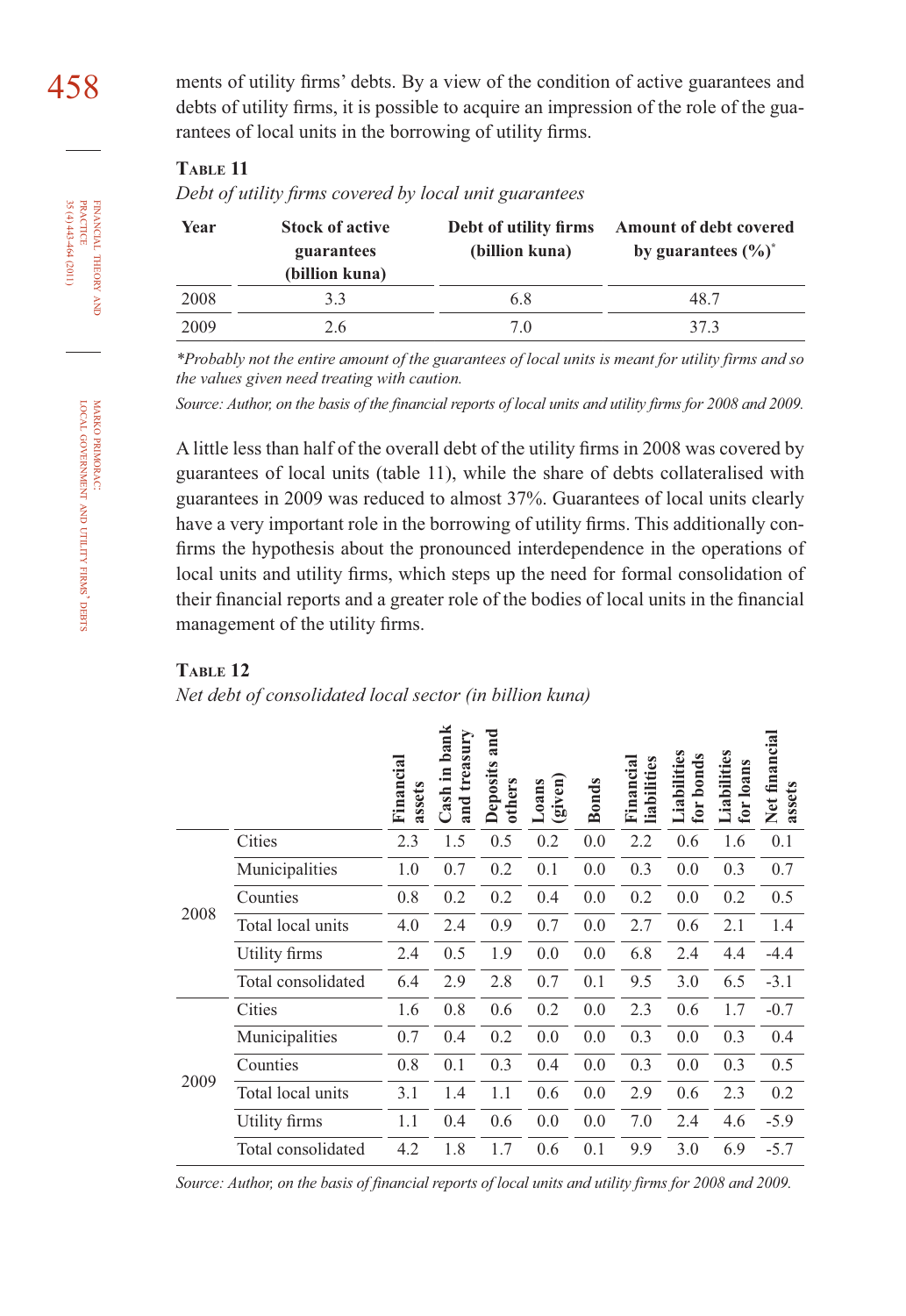ments of utility firms' debts. By a view of the condition of active guarantees and debts of utility firms, it is possible to acquire an impression of the role of the guarantees of local units in the borrowing of utility firms.

**Table 11**

*Debt of utility firms covered by local unit guarantees*

| Year | Stock of active guarantees (billion kuna) | Debt of utility firms (billion kuna) | Amount of debt covered by guarantees (%)* |
|---|---|---|---|
| 2008 | 3.3 | 6.8 | 48.7 |
| 2009 | 2.6 | 7.0 | 37.3 |

*\*Probably not the entire amount of the guarantees of local units is meant for utility firms and so the values given need treating with caution.*

*Source: Author, on the basis of the financial reports of local units and utility firms for 2008 and 2009.*

A little less than half of the overall debt of the utility firms in 2008 was covered by guarantees of local units (table 11), while the share of debts collateralised with guarantees in 2009 was reduced to almost 37%. Guarantees of local units clearly have a very important role in the borrowing of utility firms. This additionally confirms the hypothesis about the pronounced interdependence in the operations of local units and utility firms, which steps up the need for formal consolidation of their financial reports and a greater role of the bodies of local units in the financial management of the utility firms.

**Table 12**

*Net debt of consolidated local sector (in billion kuna)*

| | | Financial assets | Cash in bank and treasury | Deposits and others | Loans (given) | Bonds | Financial liabilities | Liabilities for bonds | Liabilities for loans | Net financial assets |
|---|---|---|---|---|---|---|---|---|---|---|
| 2008 | Cities | 2.3 | 1.5 | 0.5 | 0.2 | 0.0 | 2.2 | 0.6 | 1.6 | 0.1 |
| | Municipalities | 1.0 | 0.7 | 0.2 | 0.1 | 0.0 | 0.3 | 0.0 | 0.3 | 0.7 |
| | Counties | 0.8 | 0.2 | 0.2 | 0.4 | 0.0 | 0.2 | 0.0 | 0.2 | 0.5 |
| | Total local units | 4.0 | 2.4 | 0.9 | 0.7 | 0.0 | 2.7 | 0.6 | 2.1 | 1.4 |
| | Utility firms | 2.4 | 0.5 | 1.9 | 0.0 | 0.0 | 6.8 | 2.4 | 4.4 | -4.4 |
| | Total consolidated | 6.4 | 2.9 | 2.8 | 0.7 | 0.1 | 9.5 | 3.0 | 6.5 | -3.1 |
| 2009 | Cities | 1.6 | 0.8 | 0.6 | 0.2 | 0.0 | 2.3 | 0.6 | 1.7 | -0.7 |
| | Municipalities | 0.7 | 0.4 | 0.2 | 0.0 | 0.0 | 0.3 | 0.0 | 0.3 | 0.4 |
| | Counties | 0.8 | 0.1 | 0.3 | 0.4 | 0.0 | 0.3 | 0.0 | 0.3 | 0.5 |
| | Total local units | 3.1 | 1.4 | 1.1 | 0.6 | 0.0 | 2.9 | 0.6 | 2.3 | 0.2 |
| | Utility firms | 1.1 | 0.4 | 0.6 | 0.0 | 0.0 | 7.0 | 2.4 | 4.6 | -5.9 |
| | Total consolidated | 4.2 | 1.8 | 1.7 | 0.6 | 0.1 | 9.9 | 3.0 | 6.9 | -5.7 |

*Source: Author, on the basis of financial reports of local units and utility firms for 2008 and 2009.*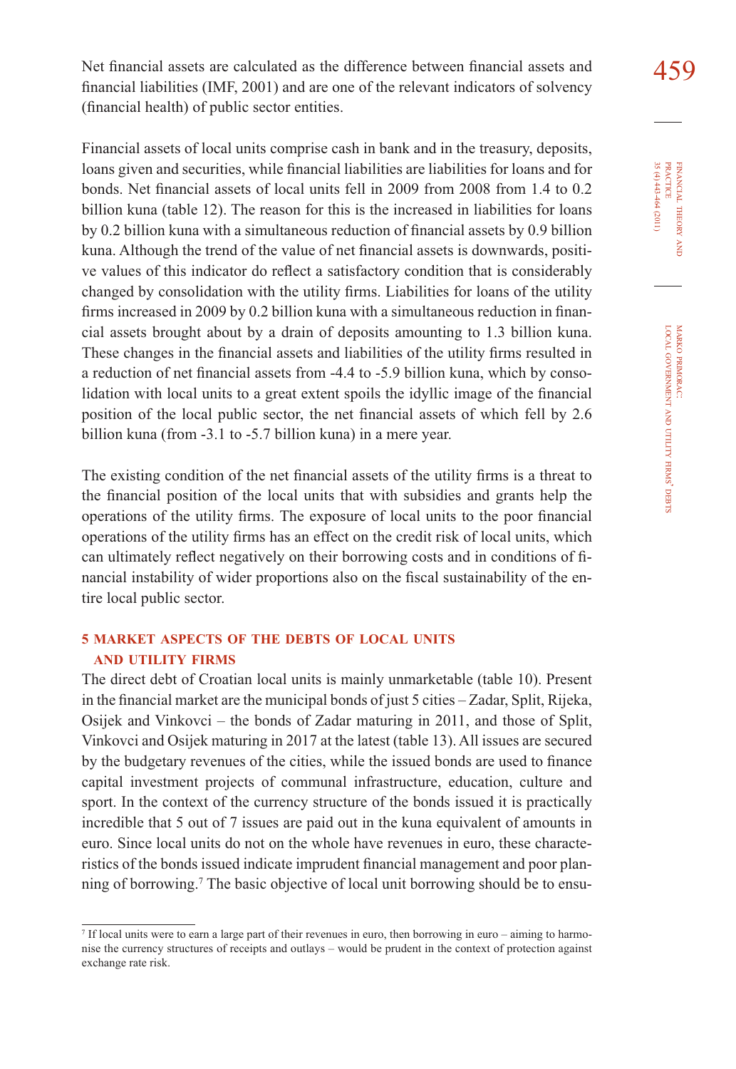Net financial assets are calculated as the difference between financial assets and financial liabilities (IMF, 2001) and are one of the relevant indicators of solvency (financial health) of public sector entities.

Financial assets of local units comprise cash in bank and in the treasury, deposits, loans given and securities, while financial liabilities are liabilities for loans and for bonds. Net financial assets of local units fell in 2009 from 2008 from 1.4 to 0.2 billion kuna (table 12). The reason for this is the increased in liabilities for loans by 0.2 billion kuna with a simultaneous reduction of financial assets by 0.9 billion kuna. Although the trend of the value of net financial assets is downwards, positive values of this indicator do reflect a satisfactory condition that is considerably changed by consolidation with the utility firms. Liabilities for loans of the utility firms increased in 2009 by 0.2 billion kuna with a simultaneous reduction in financial assets brought about by a drain of deposits amounting to 1.3 billion kuna. These changes in the financial assets and liabilities of the utility firms resulted in a reduction of net financial assets from -4.4 to -5.9 billion kuna, which by consolidation with local units to a great extent spoils the idyllic image of the financial position of the local public sector, the net financial assets of which fell by 2.6 billion kuna (from -3.1 to -5.7 billion kuna) in a mere year.

The existing condition of the net financial assets of the utility firms is a threat to the financial position of the local units that with subsidies and grants help the operations of the utility firms. The exposure of local units to the poor financial operations of the utility firms has an effect on the credit risk of local units, which can ultimately reflect negatively on their borrowing costs and in conditions of financial instability of wider proportions also on the fiscal sustainability of the entire local public sector.

## 5 MARKET ASPECTS OF THE DEBTS OF LOCAL UNITS AND UTILITY FIRMS

The direct debt of Croatian local units is mainly unmarketable (table 10). Present in the financial market are the municipal bonds of just 5 cities – Zadar, Split, Rijeka, Osijek and Vinkovci – the bonds of Zadar maturing in 2011, and those of Split, Vinkovci and Osijek maturing in 2017 at the latest (table 13). All issues are secured by the budgetary revenues of the cities, while the issued bonds are used to finance capital investment projects of communal infrastructure, education, culture and sport. In the context of the currency structure of the bonds issued it is practically incredible that 5 out of 7 issues are paid out in the kuna equivalent of amounts in euro. Since local units do not on the whole have revenues in euro, these characteristics of the bonds issued indicate imprudent financial management and poor planning of borrowing.[7] The basic objective of local unit borrowing should be to ensu-

[7] If local units were to earn a large part of their revenues in euro, then borrowing in euro – aiming to harmonise the currency structures of receipts and outlays – would be prudent in the context of protection against exchange rate risk.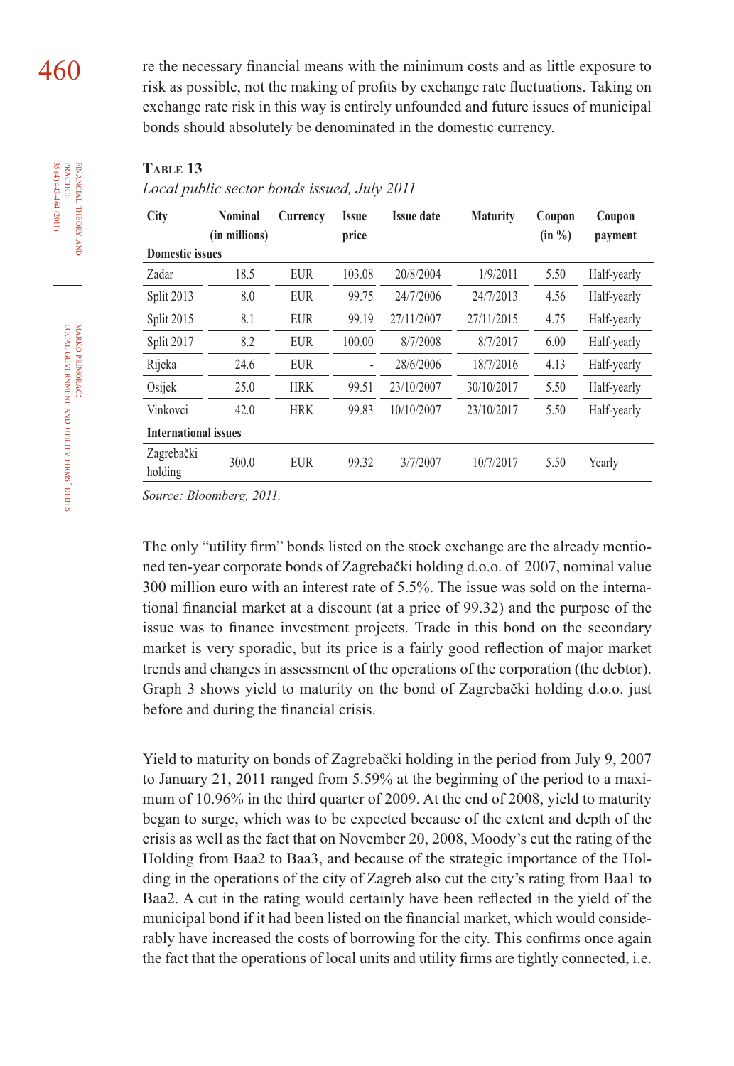re the necessary financial means with the minimum costs and as little exposure to risk as possible, not the making of profits by exchange rate fluctuations. Taking on exchange rate risk in this way is entirely unfounded and future issues of municipal bonds should absolutely be denominated in the domestic currency.

**Table 13**

*Local public sector bonds issued, July 2011*

| City | Nominal (in millions) | Currency | Issue price | Issue date | Maturity | Coupon (in %) | Coupon payment |
|---|---|---|---|---|---|---|---|
| **Domestic issues** | | | | | | | |
| Zadar | 18.5 | EUR | 103.08 | 20/8/2004 | 1/9/2011 | 5.50 | Half-yearly |
| Split 2013 | 8.0 | EUR | 99.75 | 24/7/2006 | 24/7/2013 | 4.56 | Half-yearly |
| Split 2015 | 8.1 | EUR | 99.19 | 27/11/2007 | 27/11/2015 | 4.75 | Half-yearly |
| Split 2017 | 8.2 | EUR | 100.00 | 8/7/2008 | 8/7/2017 | 6.00 | Half-yearly |
| Rijeka | 24.6 | EUR | - | 28/6/2006 | 18/7/2016 | 4.13 | Half-yearly |
| Osijek | 25.0 | HRK | 99.51 | 23/10/2007 | 30/10/2017 | 5.50 | Half-yearly |
| Vinkovci | 42.0 | HRK | 99.83 | 10/10/2007 | 23/10/2017 | 5.50 | Half-yearly |
| **International issues** | | | | | | | |
| Zagrebački holding | 300.0 | EUR | 99.32 | 3/7/2007 | 10/7/2017 | 5.50 | Yearly |

*Source: Bloomberg, 2011.*

The only "utility firm" bonds listed on the stock exchange are the already mentioned ten-year corporate bonds of Zagrebački holding d.o.o. of 2007, nominal value 300 million euro with an interest rate of 5.5%. The issue was sold on the international financial market at a discount (at a price of 99.32) and the purpose of the issue was to finance investment projects. Trade in this bond on the secondary market is very sporadic, but its price is a fairly good reflection of major market trends and changes in assessment of the operations of the corporation (the debtor). Graph 3 shows yield to maturity on the bond of Zagrebački holding d.o.o. just before and during the financial crisis.

Yield to maturity on bonds of Zagrebački holding in the period from July 9, 2007 to January 21, 2011 ranged from 5.59% at the beginning of the period to a maximum of 10.96% in the third quarter of 2009. At the end of 2008, yield to maturity began to surge, which was to be expected because of the extent and depth of the crisis as well as the fact that on November 20, 2008, Moody's cut the rating of the Holding from Baa2 to Baa3, and because of the strategic importance of the Holding in the operations of the city of Zagreb also cut the city's rating from Baa1 to Baa2. A cut in the rating would certainly have been reflected in the yield of the municipal bond if it had been listed on the financial market, which would considerably have increased the costs of borrowing for the city. This confirms once again the fact that the operations of local units and utility firms are tightly connected, i.e.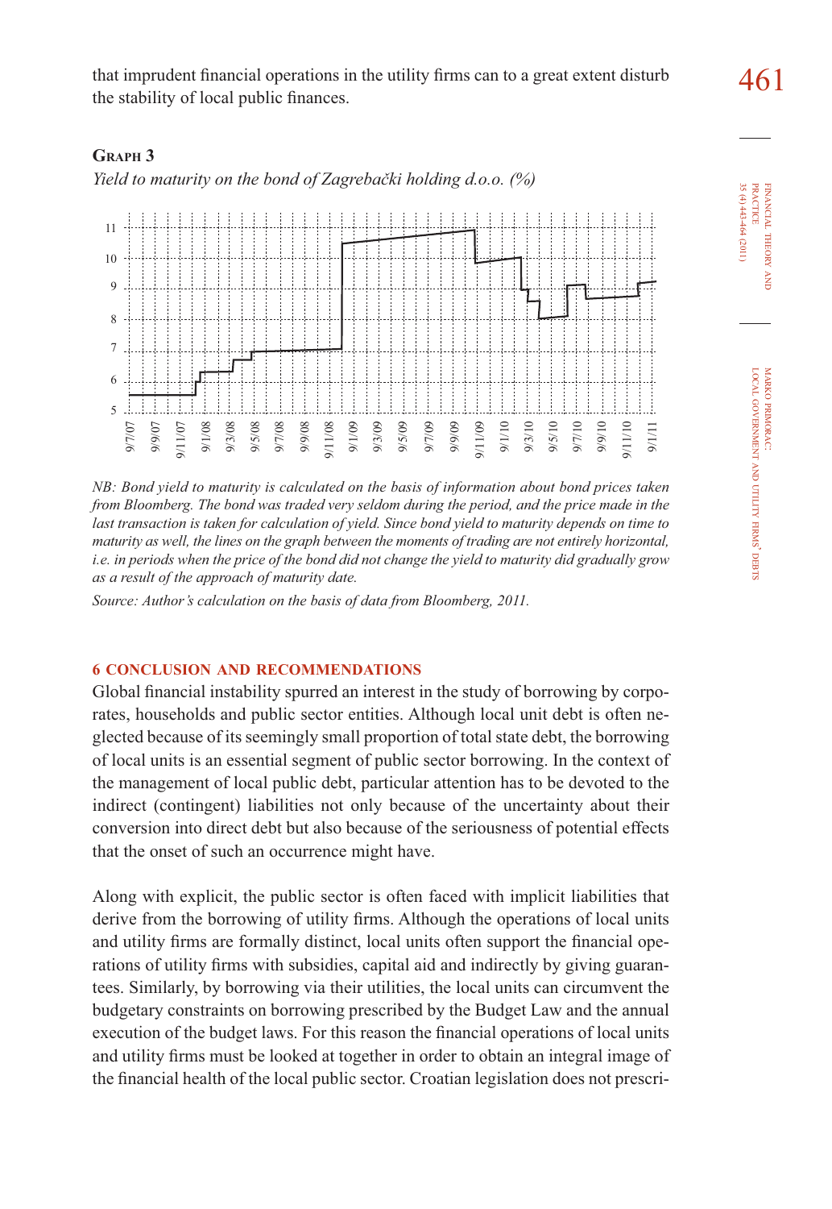that imprudent financial operations in the utility firms can to a great extent disturb the stability of local public finances.

**Graph 3**

*Yield to maturity on the bond of Zagrebački holding d.o.o. (%)*

*NB: Bond yield to maturity is calculated on the basis of information about bond prices taken from Bloomberg. The bond was traded very seldom during the period, and the price made in the last transaction is taken for calculation of yield. Since bond yield to maturity depends on time to maturity as well, the lines on the graph between the moments of trading are not entirely horizontal, i.e. in periods when the price of the bond did not change the yield to maturity did gradually grow as a result of the approach of maturity date.*

*Source: Author's calculation on the basis of data from Bloomberg, 2011.*

## 6 CONCLUSION AND RECOMMENDATIONS

Global financial instability spurred an interest in the study of borrowing by corporates, households and public sector entities. Although local unit debt is often neglected because of its seemingly small proportion of total state debt, the borrowing of local units is an essential segment of public sector borrowing. In the context of the management of local public debt, particular attention has to be devoted to the indirect (contingent) liabilities not only because of the uncertainty about their conversion into direct debt but also because of the seriousness of potential effects that the onset of such an occurrence might have.

Along with explicit, the public sector is often faced with implicit liabilities that derive from the borrowing of utility firms. Although the operations of local units and utility firms are formally distinct, local units often support the financial operations of utility firms with subsidies, capital aid and indirectly by giving guarantees. Similarly, by borrowing via their utilities, the local units can circumvent the budgetary constraints on borrowing prescribed by the Budget Law and the annual execution of the budget laws. For this reason the financial operations of local units and utility firms must be looked at together in order to obtain an integral image of the financial health of the local public sector. Croatian legislation does not prescri-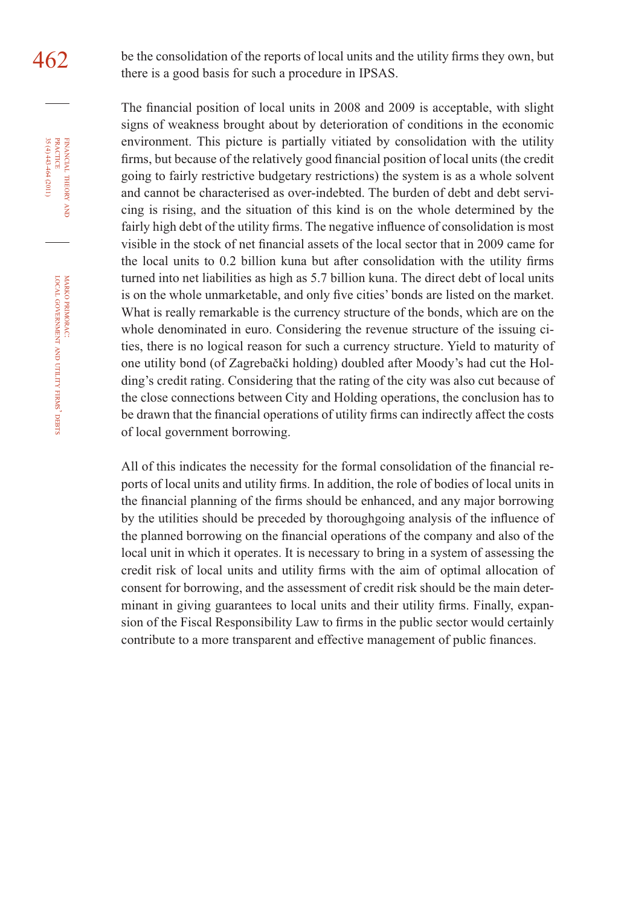be the consolidation of the reports of local units and the utility firms they own, but there is a good basis for such a procedure in IPSAS.

The financial position of local units in 2008 and 2009 is acceptable, with slight signs of weakness brought about by deterioration of conditions in the economic environment. This picture is partially vitiated by consolidation with the utility firms, but because of the relatively good financial position of local units (the credit going to fairly restrictive budgetary restrictions) the system is as a whole solvent and cannot be characterised as over-indebted. The burden of debt and debt servicing is rising, and the situation of this kind is on the whole determined by the fairly high debt of the utility firms. The negative influence of consolidation is most visible in the stock of net financial assets of the local sector that in 2009 came for the local units to 0.2 billion kuna but after consolidation with the utility firms turned into net liabilities as high as 5.7 billion kuna. The direct debt of local units is on the whole unmarketable, and only five cities' bonds are listed on the market. What is really remarkable is the currency structure of the bonds, which are on the whole denominated in euro. Considering the revenue structure of the issuing cities, there is no logical reason for such a currency structure. Yield to maturity of one utility bond (of Zagrebački holding) doubled after Moody's had cut the Holding's credit rating. Considering that the rating of the city was also cut because of the close connections between City and Holding operations, the conclusion has to be drawn that the financial operations of utility firms can indirectly affect the costs of local government borrowing.

All of this indicates the necessity for the formal consolidation of the financial reports of local units and utility firms. In addition, the role of bodies of local units in the financial planning of the firms should be enhanced, and any major borrowing by the utilities should be preceded by thoroughgoing analysis of the influence of the planned borrowing on the financial operations of the company and also of the local unit in which it operates. It is necessary to bring in a system of assessing the credit risk of local units and utility firms with the aim of optimal allocation of consent for borrowing, and the assessment of credit risk should be the main determinant in giving guarantees to local units and their utility firms. Finally, expansion of the Fiscal Responsibility Law to firms in the public sector would certainly contribute to a more transparent and effective management of public finances.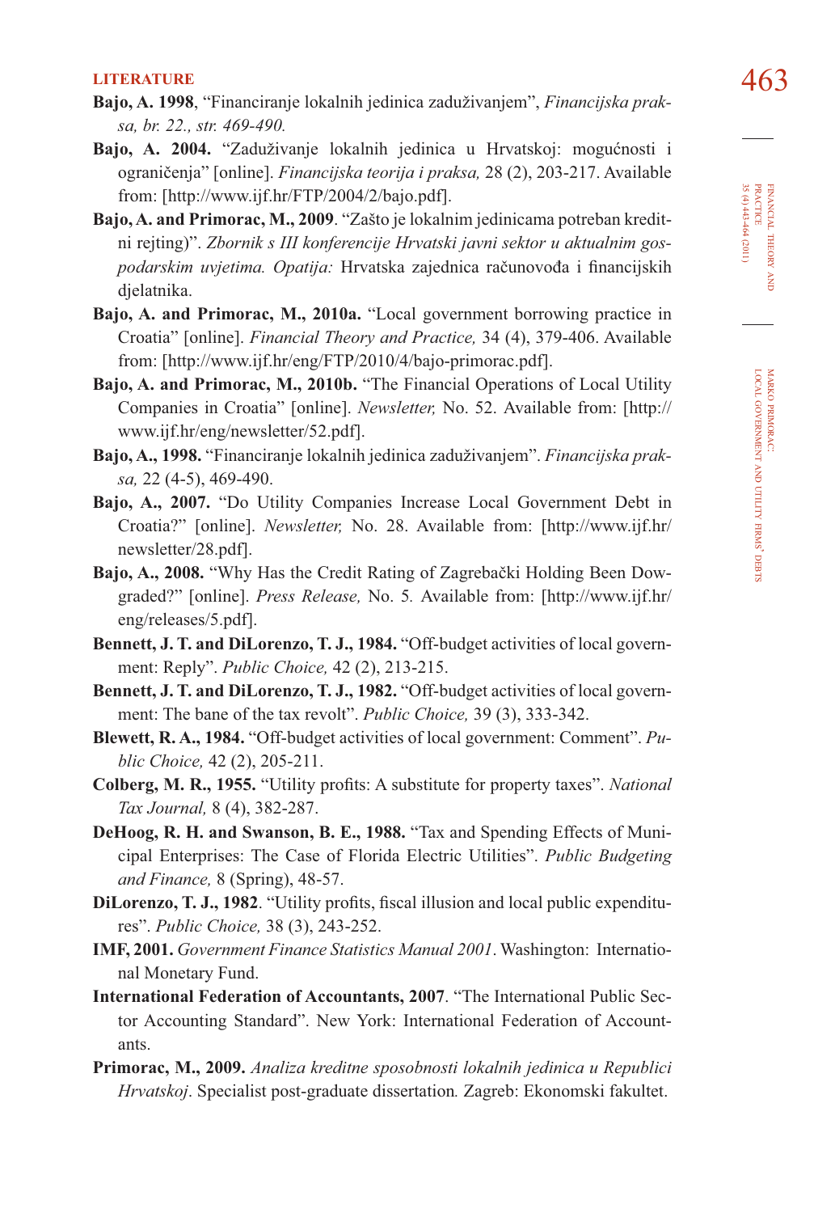## LITERATURE

**Bajo, A. 1998**, "Financiranje lokalnih jedinica zaduživanjem", *Financijska praksa, br. 22., str. 469-490.*

**Bajo, A. 2004.** "Zaduživanje lokalnih jedinica u Hrvatskoj: mogućnosti i ograničenja" [online]. *Financijska teorija i praksa,* 28 (2), 203-217. Available from: [http://www.ijf.hr/FTP/2004/2/bajo.pdf].

**Bajo, A. and Primorac, M., 2009**. "Zašto je lokalnim jedinicama potreban kreditni rejting)". *Zbornik s III konferencije Hrvatski javni sektor u aktualnim gospodarskim uvjetima. Opatija:* Hrvatska zajednica računovođa i financijskih djelatnika.

**Bajo, A. and Primorac, M., 2010a.** "Local government borrowing practice in Croatia" [online]. *Financial Theory and Practice,* 34 (4), 379-406. Available from: [http://www.ijf.hr/eng/FTP/2010/4/bajo-primorac.pdf].

**Bajo, A. and Primorac, M., 2010b.** "The Financial Operations of Local Utility Companies in Croatia" [online]. *Newsletter,* No. 52. Available from: [http://www.ijf.hr/eng/newsletter/52.pdf].

**Bajo, A., 1998.** "Financiranje lokalnih jedinica zaduživanjem". *Financijska praksa,* 22 (4-5), 469-490.

**Bajo, A., 2007.** "Do Utility Companies Increase Local Government Debt in Croatia?" [online]. *Newsletter,* No. 28. Available from: [http://www.ijf.hr/newsletter/28.pdf].

**Bajo, A., 2008.** "Why Has the Credit Rating of Zagrebački Holding Been Downgraded?" [online]. *Press Release,* No. 5*.* Available from: [http://www.ijf.hr/eng/releases/5.pdf].

**Bennett, J. T. and DiLorenzo, T. J., 1984.** "Off-budget activities of local government: Reply". *Public Choice,* 42 (2), 213-215.

**Bennett, J. T. and DiLorenzo, T. J., 1982.** "Off-budget activities of local government: The bane of the tax revolt". *Public Choice,* 39 (3), 333-342.

**Blewett, R. A., 1984.** "Off-budget activities of local government: Comment". *Public Choice,* 42 (2), 205-211.

**Colberg, M. R., 1955.** "Utility profits: A substitute for property taxes". *National Tax Journal,* 8 (4), 382-287.

**DeHoog, R. H. and Swanson, B. E., 1988.** "Tax and Spending Effects of Municipal Enterprises: The Case of Florida Electric Utilities". *Public Budgeting and Finance,* 8 (Spring), 48-57.

**DiLorenzo, T. J., 1982**. "Utility profits, fiscal illusion and local public expenditures". *Public Choice,* 38 (3), 243-252.

**IMF, 2001.** *Government Finance Statistics Manual 2001*. Washington: International Monetary Fund.

**International Federation of Accountants, 2007**. "The International Public Sector Accounting Standard". New York: International Federation of Accountants.

**Primorac, M., 2009.** *Analiza kreditne sposobnosti lokalnih jedinica u Republici Hrvatskoj*. Specialist post-graduate dissertation*.* Zagreb: Ekonomski fakultet.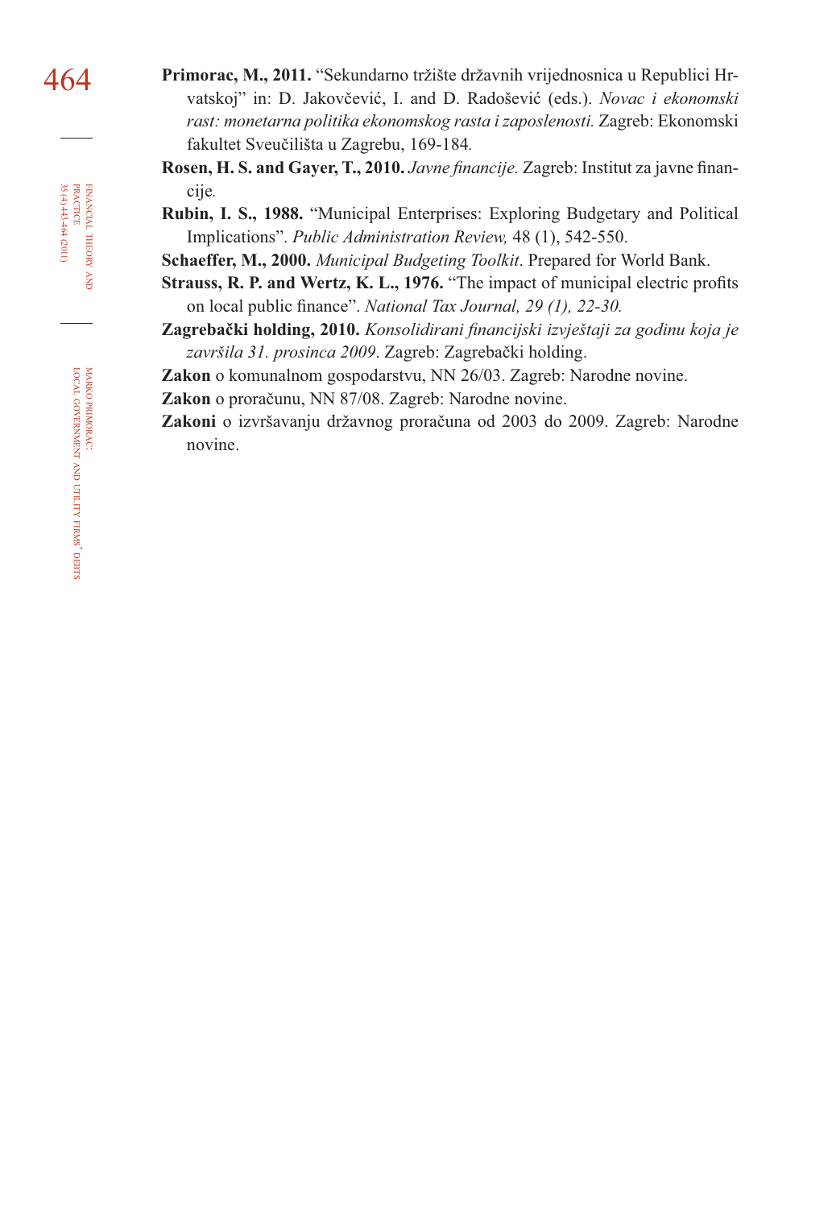**Primorac, M., 2011.** "Sekundarno tržište državnih vrijednosnica u Republici Hrvatskoj" in: D. Jakovčević, I. and D. Radošević (eds.). *Novac i ekonomski rast: monetarna politika ekonomskog rasta i zaposlenosti.* Zagreb: Ekonomski fakultet Sveučilišta u Zagrebu, 169-184*.*

**Rosen, H. S. and Gayer, T., 2010.** *Javne financije.* Zagreb: Institut za javne financije*.*

**Rubin, I. S., 1988.** "Municipal Enterprises: Exploring Budgetary and Political Implications". *Public Administration Review,* 48 (1), 542-550.

**Schaeffer, M., 2000.** *Municipal Budgeting Toolkit*. Prepared for World Bank.

**Strauss, R. P. and Wertz, K. L., 1976.** "The impact of municipal electric profits on local public finance". *National Tax Journal, 29 (1), 22-30.*

**Zagrebački holding, 2010.** *Konsolidirani financijski izvještaji za godinu koja je završila 31. prosinca 2009*. Zagreb: Zagrebački holding.

**Zakon** o komunalnom gospodarstvu, NN 26/03. Zagreb: Narodne novine.

**Zakon** o proračunu, NN 87/08. Zagreb: Narodne novine.

**Zakoni** o izvršavanju državnog proračuna od 2003 do 2009. Zagreb: Narodne novine.